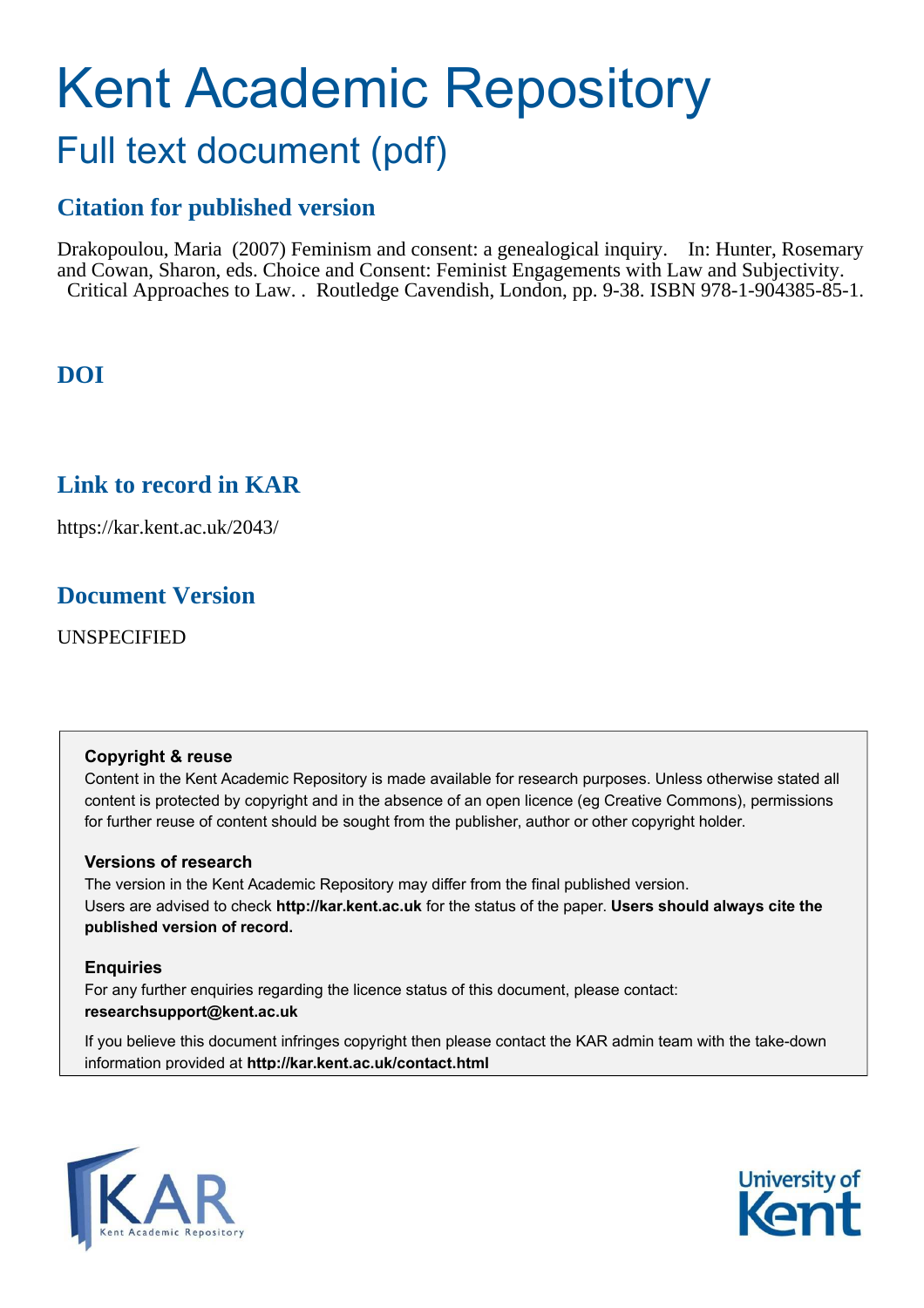# Kent Academic Repository

## Full text document (pdf)

### Citation for published version

Drakopoulou, Maria (2007) Feminism and consent: a genealogical inquiry. In: Hunter, Rosemary and Cowan, Sharon, eds. Choice and Consent: Feminist Engagements with Law and Subjectivity. Critical Approaches to Law. . Routledge Cavendish, London, pp. 9-38. ISBN 978-1-904385-85-1.

### DOI

### Link to record in KAR

https://kar.kent.ac.uk/2043/

### Document Version

UNSPECIFIED

**Copyright & reuse**

Content in the Kent Academic Repository is made available for research purposes. Unless otherwise stated all content is protected by copyright and in the absence of an open licence (eg Creative Commons), permissions for further reuse of content should be sought from the publisher, author or other copyright holder.

**Versions of research**

The version in the Kent Academic Repository may differ from the final published version. Users are advised to check **http://kar.kent.ac.uk** for the status of the paper. **Users should always cite the published version of record.**

**Enquiries**

For any further enquiries regarding the licence status of this document, please contact: **researchsupport@kent.ac.uk**

If you believe this document infringes copyright then please contact the KAR admin team with the take-down information provided at **http://kar.kent.ac.uk/contact.html**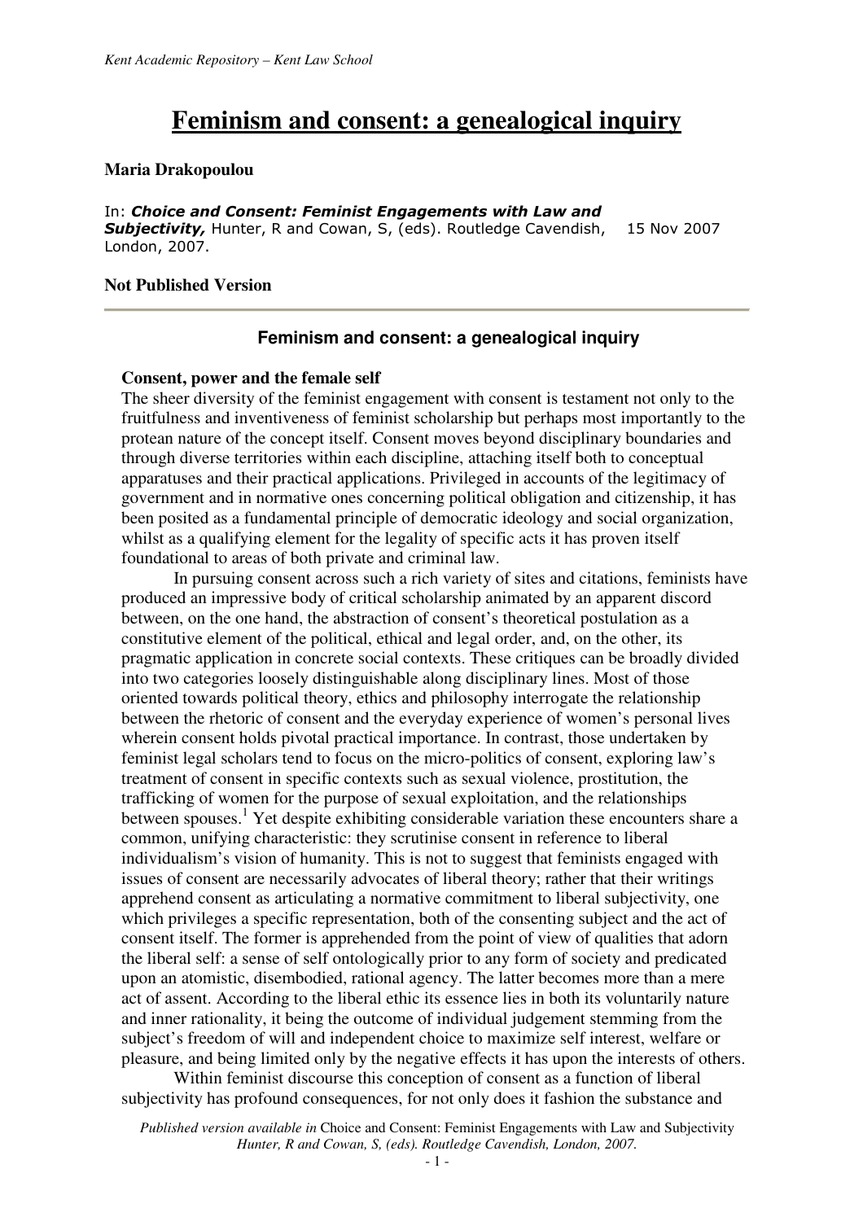Kent Academic Repository – Kent Law School

# Feminism and consent: a genealogical inquiry

**Maria Drakopoulou**

In: ***Choice and Consent: Feminist Engagements with Law and Subjectivity,*** Hunter, R and Cowan, S, (eds). Routledge Cavendish, London, 2007. 15 Nov 2007

**Not Published Version**

---

## Feminism and consent: a genealogical inquiry

### Consent, power and the female self

The sheer diversity of the feminist engagement with consent is testament not only to the fruitfulness and inventiveness of feminist scholarship but perhaps most importantly to the protean nature of the concept itself. Consent moves beyond disciplinary boundaries and through diverse territories within each discipline, attaching itself both to conceptual apparatuses and their practical applications. Privileged in accounts of the legitimacy of government and in normative ones concerning political obligation and citizenship, it has been posited as a fundamental principle of democratic ideology and social organization, whilst as a qualifying element for the legality of specific acts it has proven itself foundational to areas of both private and criminal law.

In pursuing consent across such a rich variety of sites and citations, feminists have produced an impressive body of critical scholarship animated by an apparent discord between, on the one hand, the abstraction of consent's theoretical postulation as a constitutive element of the political, ethical and legal order, and, on the other, its pragmatic application in concrete social contexts. These critiques can be broadly divided into two categories loosely distinguishable along disciplinary lines. Most of those oriented towards political theory, ethics and philosophy interrogate the relationship between the rhetoric of consent and the everyday experience of women's personal lives wherein consent holds pivotal practical importance. In contrast, those undertaken by feminist legal scholars tend to focus on the micro-politics of consent, exploring law's treatment of consent in specific contexts such as sexual violence, prostitution, the trafficking of women for the purpose of sexual exploitation, and the relationships between spouses.[1] Yet despite exhibiting considerable variation these encounters share a common, unifying characteristic: they scrutinise consent in reference to liberal individualism's vision of humanity. This is not to suggest that feminists engaged with issues of consent are necessarily advocates of liberal theory; rather that their writings apprehend consent as articulating a normative commitment to liberal subjectivity, one which privileges a specific representation, both of the consenting subject and the act of consent itself. The former is apprehended from the point of view of qualities that adorn the liberal self: a sense of self ontologically prior to any form of society and predicated upon an atomistic, disembodied, rational agency. The latter becomes more than a mere act of assent. According to the liberal ethic its essence lies in both its voluntarily nature and inner rationality, it being the outcome of individual judgement stemming from the subject's freedom of will and independent choice to maximize self interest, welfare or pleasure, and being limited only by the negative effects it has upon the interests of others.

Within feminist discourse this conception of consent as a function of liberal subjectivity has profound consequences, for not only does it fashion the substance and

*Published version available in* Choice and Consent: Feminist Engagements with Law and Subjectivity *Hunter, R and Cowan, S, (eds). Routledge Cavendish, London, 2007.*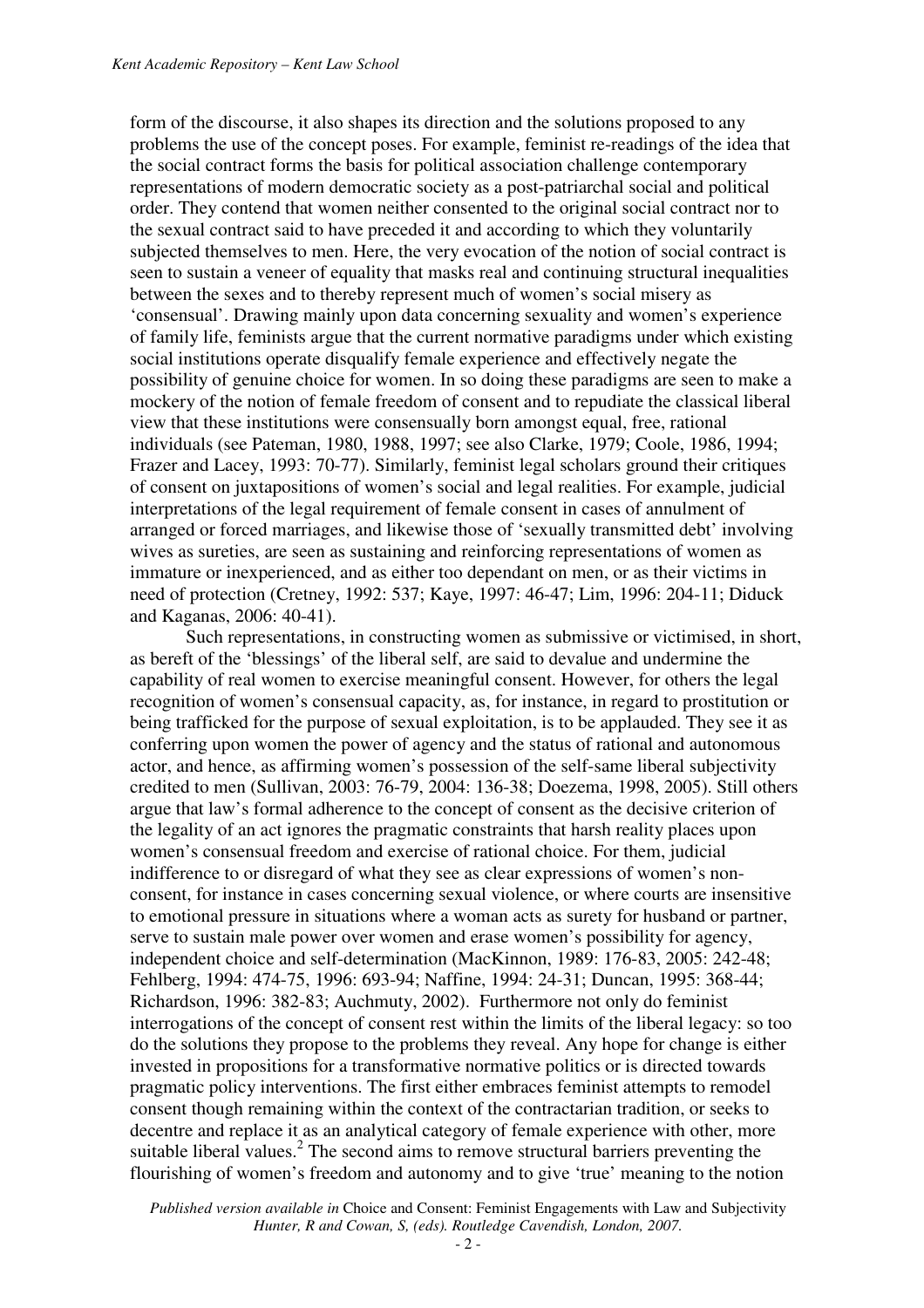form of the discourse, it also shapes its direction and the solutions proposed to any problems the use of the concept poses. For example, feminist re-readings of the idea that the social contract forms the basis for political association challenge contemporary representations of modern democratic society as a post-patriarchal social and political order. They contend that women neither consented to the original social contract nor to the sexual contract said to have preceded it and according to which they voluntarily subjected themselves to men. Here, the very evocation of the notion of social contract is seen to sustain a veneer of equality that masks real and continuing structural inequalities between the sexes and to thereby represent much of women's social misery as 'consensual'. Drawing mainly upon data concerning sexuality and women's experience of family life, feminists argue that the current normative paradigms under which existing social institutions operate disqualify female experience and effectively negate the possibility of genuine choice for women. In so doing these paradigms are seen to make a mockery of the notion of female freedom of consent and to repudiate the classical liberal view that these institutions were consensually born amongst equal, free, rational individuals (see Pateman, 1980, 1988, 1997; see also Clarke, 1979; Coole, 1986, 1994; Frazer and Lacey, 1993: 70-77). Similarly, feminist legal scholars ground their critiques of consent on juxtapositions of women's social and legal realities. For example, judicial interpretations of the legal requirement of female consent in cases of annulment of arranged or forced marriages, and likewise those of 'sexually transmitted debt' involving wives as sureties, are seen as sustaining and reinforcing representations of women as immature or inexperienced, and as either too dependant on men, or as their victims in need of protection (Cretney, 1992: 537; Kaye, 1997: 46-47; Lim, 1996: 204-11; Diduck and Kaganas, 2006: 40-41).

Such representations, in constructing women as submissive or victimised, in short, as bereft of the 'blessings' of the liberal self, are said to devalue and undermine the capability of real women to exercise meaningful consent. However, for others the legal recognition of women's consensual capacity, as, for instance, in regard to prostitution or being trafficked for the purpose of sexual exploitation, is to be applauded. They see it as conferring upon women the power of agency and the status of rational and autonomous actor, and hence, as affirming women's possession of the self-same liberal subjectivity credited to men (Sullivan, 2003: 76-79, 2004: 136-38; Doezema, 1998, 2005). Still others argue that law's formal adherence to the concept of consent as the decisive criterion of the legality of an act ignores the pragmatic constraints that harsh reality places upon women's consensual freedom and exercise of rational choice. For them, judicial indifference to or disregard of what they see as clear expressions of women's non-consent, for instance in cases concerning sexual violence, or where courts are insensitive to emotional pressure in situations where a woman acts as surety for husband or partner, serve to sustain male power over women and erase women's possibility for agency, independent choice and self-determination (MacKinnon, 1989: 176-83, 2005: 242-48; Fehlberg, 1994: 474-75, 1996: 693-94; Naffine, 1994: 24-31; Duncan, 1995: 368-44; Richardson, 1996: 382-83; Auchmuty, 2002). Furthermore not only do feminist interrogations of the concept of consent rest within the limits of the liberal legacy: so too do the solutions they propose to the problems they reveal. Any hope for change is either invested in propositions for a transformative normative politics or is directed towards pragmatic policy interventions. The first either embraces feminist attempts to remodel consent though remaining within the context of the contractarian tradition, or seeks to decentre and replace it as an analytical category of female experience with other, more suitable liberal values.[2] The second aims to remove structural barriers preventing the flourishing of women's freedom and autonomy and to give 'true' meaning to the notion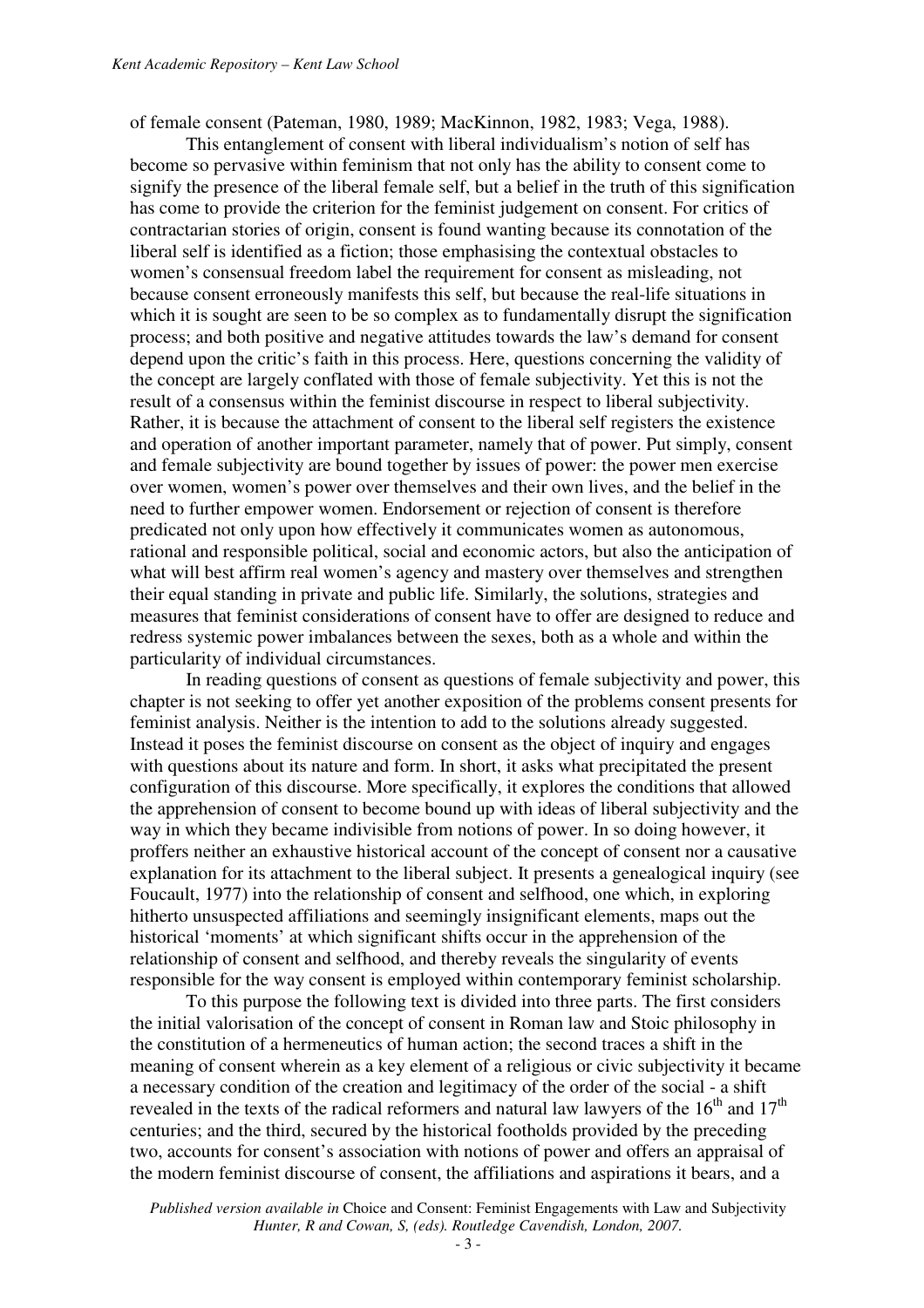of female consent (Pateman, 1980, 1989; MacKinnon, 1982, 1983; Vega, 1988).

This entanglement of consent with liberal individualism's notion of self has become so pervasive within feminism that not only has the ability to consent come to signify the presence of the liberal female self, but a belief in the truth of this signification has come to provide the criterion for the feminist judgement on consent. For critics of contractarian stories of origin, consent is found wanting because its connotation of the liberal self is identified as a fiction; those emphasising the contextual obstacles to women's consensual freedom label the requirement for consent as misleading, not because consent erroneously manifests this self, but because the real-life situations in which it is sought are seen to be so complex as to fundamentally disrupt the signification process; and both positive and negative attitudes towards the law's demand for consent depend upon the critic's faith in this process. Here, questions concerning the validity of the concept are largely conflated with those of female subjectivity. Yet this is not the result of a consensus within the feminist discourse in respect to liberal subjectivity. Rather, it is because the attachment of consent to the liberal self registers the existence and operation of another important parameter, namely that of power. Put simply, consent and female subjectivity are bound together by issues of power: the power men exercise over women, women's power over themselves and their own lives, and the belief in the need to further empower women. Endorsement or rejection of consent is therefore predicated not only upon how effectively it communicates women as autonomous, rational and responsible political, social and economic actors, but also the anticipation of what will best affirm real women's agency and mastery over themselves and strengthen their equal standing in private and public life. Similarly, the solutions, strategies and measures that feminist considerations of consent have to offer are designed to reduce and redress systemic power imbalances between the sexes, both as a whole and within the particularity of individual circumstances.

In reading questions of consent as questions of female subjectivity and power, this chapter is not seeking to offer yet another exposition of the problems consent presents for feminist analysis. Neither is the intention to add to the solutions already suggested. Instead it poses the feminist discourse on consent as the object of inquiry and engages with questions about its nature and form. In short, it asks what precipitated the present configuration of this discourse. More specifically, it explores the conditions that allowed the apprehension of consent to become bound up with ideas of liberal subjectivity and the way in which they became indivisible from notions of power. In so doing however, it proffers neither an exhaustive historical account of the concept of consent nor a causative explanation for its attachment to the liberal subject. It presents a genealogical inquiry (see Foucault, 1977) into the relationship of consent and selfhood, one which, in exploring hitherto unsuspected affiliations and seemingly insignificant elements, maps out the historical 'moments' at which significant shifts occur in the apprehension of the relationship of consent and selfhood, and thereby reveals the singularity of events responsible for the way consent is employed within contemporary feminist scholarship.

To this purpose the following text is divided into three parts. The first considers the initial valorisation of the concept of consent in Roman law and Stoic philosophy in the constitution of a hermeneutics of human action; the second traces a shift in the meaning of consent wherein as a key element of a religious or civic subjectivity it became a necessary condition of the creation and legitimacy of the order of the social - a shift revealed in the texts of the radical reformers and natural law lawyers of the 16th and 17th centuries; and the third, secured by the historical footholds provided by the preceding two, accounts for consent's association with notions of power and offers an appraisal of the modern feminist discourse of consent, the affiliations and aspirations it bears, and a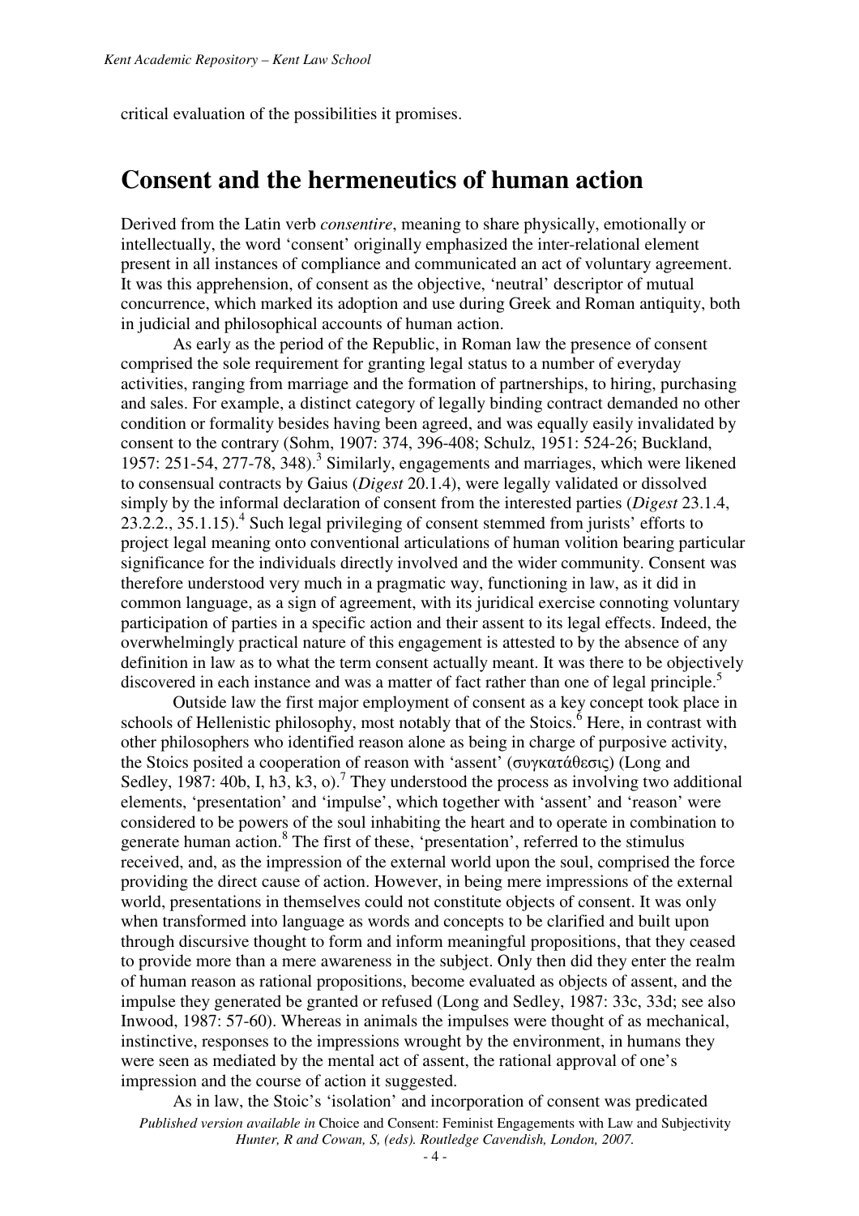critical evaluation of the possibilities it promises.

## Consent and the hermeneutics of human action

Derived from the Latin verb *consentire*, meaning to share physically, emotionally or intellectually, the word 'consent' originally emphasized the inter-relational element present in all instances of compliance and communicated an act of voluntary agreement. It was this apprehension, of consent as the objective, 'neutral' descriptor of mutual concurrence, which marked its adoption and use during Greek and Roman antiquity, both in judicial and philosophical accounts of human action.

As early as the period of the Republic, in Roman law the presence of consent comprised the sole requirement for granting legal status to a number of everyday activities, ranging from marriage and the formation of partnerships, to hiring, purchasing and sales. For example, a distinct category of legally binding contract demanded no other condition or formality besides having been agreed, and was equally easily invalidated by consent to the contrary (Sohm, 1907: 374, 396-408; Schulz, 1951: 524-26; Buckland, 1957: 251-54, 277-78, 348).[3] Similarly, engagements and marriages, which were likened to consensual contracts by Gaius (*Digest* 20.1.4), were legally validated or dissolved simply by the informal declaration of consent from the interested parties (*Digest* 23.1.4, 23.2.2., 35.1.15).[4] Such legal privileging of consent stemmed from jurists' efforts to project legal meaning onto conventional articulations of human volition bearing particular significance for the individuals directly involved and the wider community. Consent was therefore understood very much in a pragmatic way, functioning in law, as it did in common language, as a sign of agreement, with its juridical exercise connoting voluntary participation of parties in a specific action and their assent to its legal effects. Indeed, the overwhelmingly practical nature of this engagement is attested to by the absence of any definition in law as to what the term consent actually meant. It was there to be objectively discovered in each instance and was a matter of fact rather than one of legal principle.[5]

Outside law the first major employment of consent as a key concept took place in schools of Hellenistic philosophy, most notably that of the Stoics.[6] Here, in contrast with other philosophers who identified reason alone as being in charge of purposive activity, the Stoics posited a cooperation of reason with 'assent' (συγκατάθεσις) (Long and Sedley, 1987: 40b, I, h3, k3, o).[7] They understood the process as involving two additional elements, 'presentation' and 'impulse', which together with 'assent' and 'reason' were considered to be powers of the soul inhabiting the heart and to operate in combination to generate human action.[8] The first of these, 'presentation', referred to the stimulus received, and, as the impression of the external world upon the soul, comprised the force providing the direct cause of action. However, in being mere impressions of the external world, presentations in themselves could not constitute objects of consent. It was only when transformed into language as words and concepts to be clarified and built upon through discursive thought to form and inform meaningful propositions, that they ceased to provide more than a mere awareness in the subject. Only then did they enter the realm of human reason as rational propositions, become evaluated as objects of assent, and the impulse they generated be granted or refused (Long and Sedley, 1987: 33c, 33d; see also Inwood, 1987: 57-60). Whereas in animals the impulses were thought of as mechanical, instinctive, responses to the impressions wrought by the environment, in humans they were seen as mediated by the mental act of assent, the rational approval of one's impression and the course of action it suggested.

As in law, the Stoic's 'isolation' and incorporation of consent was predicated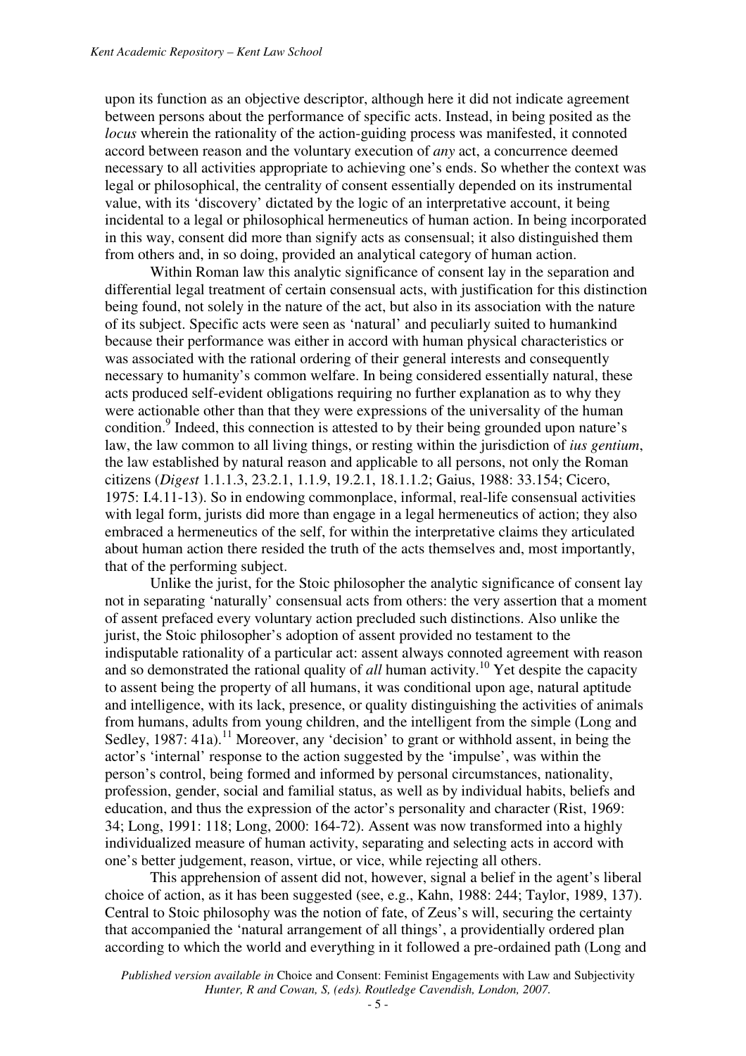upon its function as an objective descriptor, although here it did not indicate agreement between persons about the performance of specific acts. Instead, in being posited as the *locus* wherein the rationality of the action-guiding process was manifested, it connoted accord between reason and the voluntary execution of *any* act, a concurrence deemed necessary to all activities appropriate to achieving one's ends. So whether the context was legal or philosophical, the centrality of consent essentially depended on its instrumental value, with its 'discovery' dictated by the logic of an interpretative account, it being incidental to a legal or philosophical hermeneutics of human action. In being incorporated in this way, consent did more than signify acts as consensual; it also distinguished them from others and, in so doing, provided an analytical category of human action.

Within Roman law this analytic significance of consent lay in the separation and differential legal treatment of certain consensual acts, with justification for this distinction being found, not solely in the nature of the act, but also in its association with the nature of its subject. Specific acts were seen as 'natural' and peculiarly suited to humankind because their performance was either in accord with human physical characteristics or was associated with the rational ordering of their general interests and consequently necessary to humanity's common welfare. In being considered essentially natural, these acts produced self-evident obligations requiring no further explanation as to why they were actionable other than that they were expressions of the universality of the human condition.[9] Indeed, this connection is attested to by their being grounded upon nature's law, the law common to all living things, or resting within the jurisdiction of *ius gentium*, the law established by natural reason and applicable to all persons, not only the Roman citizens (*Digest* 1.1.1.3, 23.2.1, 1.1.9, 19.2.1, 18.1.1.2; Gaius, 1988: 33.154; Cicero, 1975: I.4.11-13). So in endowing commonplace, informal, real-life consensual activities with legal form, jurists did more than engage in a legal hermeneutics of action; they also embraced a hermeneutics of the self, for within the interpretative claims they articulated about human action there resided the truth of the acts themselves and, most importantly, that of the performing subject.

Unlike the jurist, for the Stoic philosopher the analytic significance of consent lay not in separating 'naturally' consensual acts from others: the very assertion that a moment of assent prefaced every voluntary action precluded such distinctions. Also unlike the jurist, the Stoic philosopher's adoption of assent provided no testament to the indisputable rationality of a particular act: assent always connoted agreement with reason and so demonstrated the rational quality of *all* human activity.[10] Yet despite the capacity to assent being the property of all humans, it was conditional upon age, natural aptitude and intelligence, with its lack, presence, or quality distinguishing the activities of animals from humans, adults from young children, and the intelligent from the simple (Long and Sedley, 1987: 41a).[11] Moreover, any 'decision' to grant or withhold assent, in being the actor's 'internal' response to the action suggested by the 'impulse', was within the person's control, being formed and informed by personal circumstances, nationality, profession, gender, social and familial status, as well as by individual habits, beliefs and education, and thus the expression of the actor's personality and character (Rist, 1969: 34; Long, 1991: 118; Long, 2000: 164-72). Assent was now transformed into a highly individualized measure of human activity, separating and selecting acts in accord with one's better judgement, reason, virtue, or vice, while rejecting all others.

This apprehension of assent did not, however, signal a belief in the agent's liberal choice of action, as it has been suggested (see, e.g., Kahn, 1988: 244; Taylor, 1989, 137). Central to Stoic philosophy was the notion of fate, of Zeus's will, securing the certainty that accompanied the 'natural arrangement of all things', a providentially ordered plan according to which the world and everything in it followed a pre-ordained path (Long and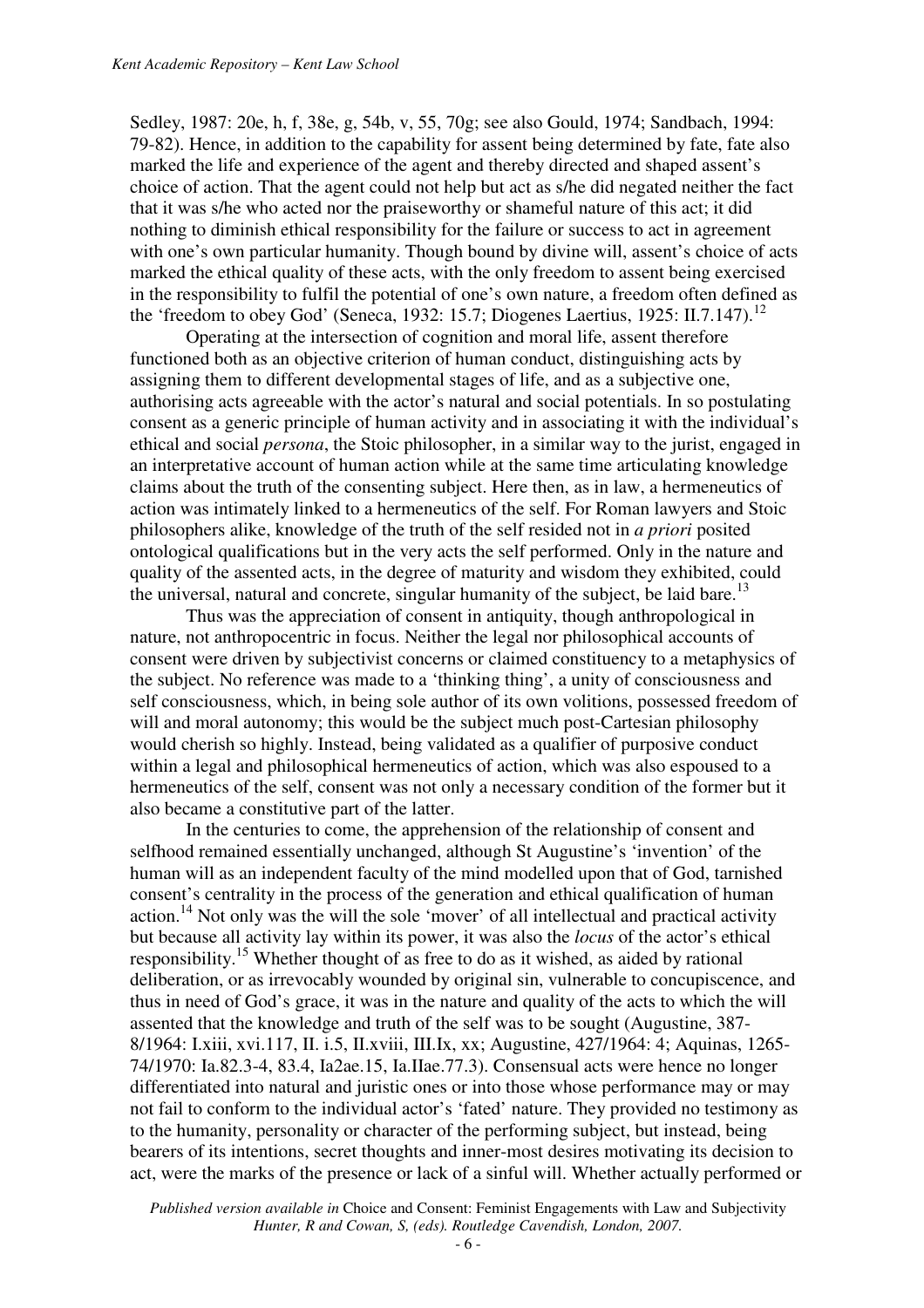Sedley, 1987: 20e, h, f, 38e, g, 54b, v, 55, 70g; see also Gould, 1974; Sandbach, 1994: 79-82). Hence, in addition to the capability for assent being determined by fate, fate also marked the life and experience of the agent and thereby directed and shaped assent's choice of action. That the agent could not help but act as s/he did negated neither the fact that it was s/he who acted nor the praiseworthy or shameful nature of this act; it did nothing to diminish ethical responsibility for the failure or success to act in agreement with one's own particular humanity. Though bound by divine will, assent's choice of acts marked the ethical quality of these acts, with the only freedom to assent being exercised in the responsibility to fulfil the potential of one's own nature, a freedom often defined as the 'freedom to obey God' (Seneca, 1932: 15.7; Diogenes Laertius, 1925: II.7.147).[12]

Operating at the intersection of cognition and moral life, assent therefore functioned both as an objective criterion of human conduct, distinguishing acts by assigning them to different developmental stages of life, and as a subjective one, authorising acts agreeable with the actor's natural and social potentials. In so postulating consent as a generic principle of human activity and in associating it with the individual's ethical and social *persona*, the Stoic philosopher, in a similar way to the jurist, engaged in an interpretative account of human action while at the same time articulating knowledge claims about the truth of the consenting subject. Here then, as in law, a hermeneutics of action was intimately linked to a hermeneutics of the self. For Roman lawyers and Stoic philosophers alike, knowledge of the truth of the self resided not in *a priori* posited ontological qualifications but in the very acts the self performed. Only in the nature and quality of the assented acts, in the degree of maturity and wisdom they exhibited, could the universal, natural and concrete, singular humanity of the subject, be laid bare.[13]

Thus was the appreciation of consent in antiquity, though anthropological in nature, not anthropocentric in focus. Neither the legal nor philosophical accounts of consent were driven by subjectivist concerns or claimed constituency to a metaphysics of the subject. No reference was made to a 'thinking thing', a unity of consciousness and self consciousness, which, in being sole author of its own volitions, possessed freedom of will and moral autonomy; this would be the subject much post-Cartesian philosophy would cherish so highly. Instead, being validated as a qualifier of purposive conduct within a legal and philosophical hermeneutics of action, which was also espoused to a hermeneutics of the self, consent was not only a necessary condition of the former but it also became a constitutive part of the latter.

In the centuries to come, the apprehension of the relationship of consent and selfhood remained essentially unchanged, although St Augustine's 'invention' of the human will as an independent faculty of the mind modelled upon that of God, tarnished consent's centrality in the process of the generation and ethical qualification of human action.[14] Not only was the will the sole 'mover' of all intellectual and practical activity but because all activity lay within its power, it was also the *locus* of the actor's ethical responsibility.[15] Whether thought of as free to do as it wished, as aided by rational deliberation, or as irrevocably wounded by original sin, vulnerable to concupiscence, and thus in need of God's grace, it was in the nature and quality of the acts to which the will assented that the knowledge and truth of the self was to be sought (Augustine, 387-8/1964: I.xiii, xvi.117, II. i.5, II.xviii, III.Ix, xx; Augustine, 427/1964: 4; Aquinas, 1265-74/1970: Ia.82.3-4, 83.4, Ia2ae.15, Ia.IIae.77.3). Consensual acts were hence no longer differentiated into natural and juristic ones or into those whose performance may or may not fail to conform to the individual actor's 'fated' nature. They provided no testimony as to the humanity, personality or character of the performing subject, but instead, being bearers of its intentions, secret thoughts and inner-most desires motivating its decision to act, were the marks of the presence or lack of a sinful will. Whether actually performed or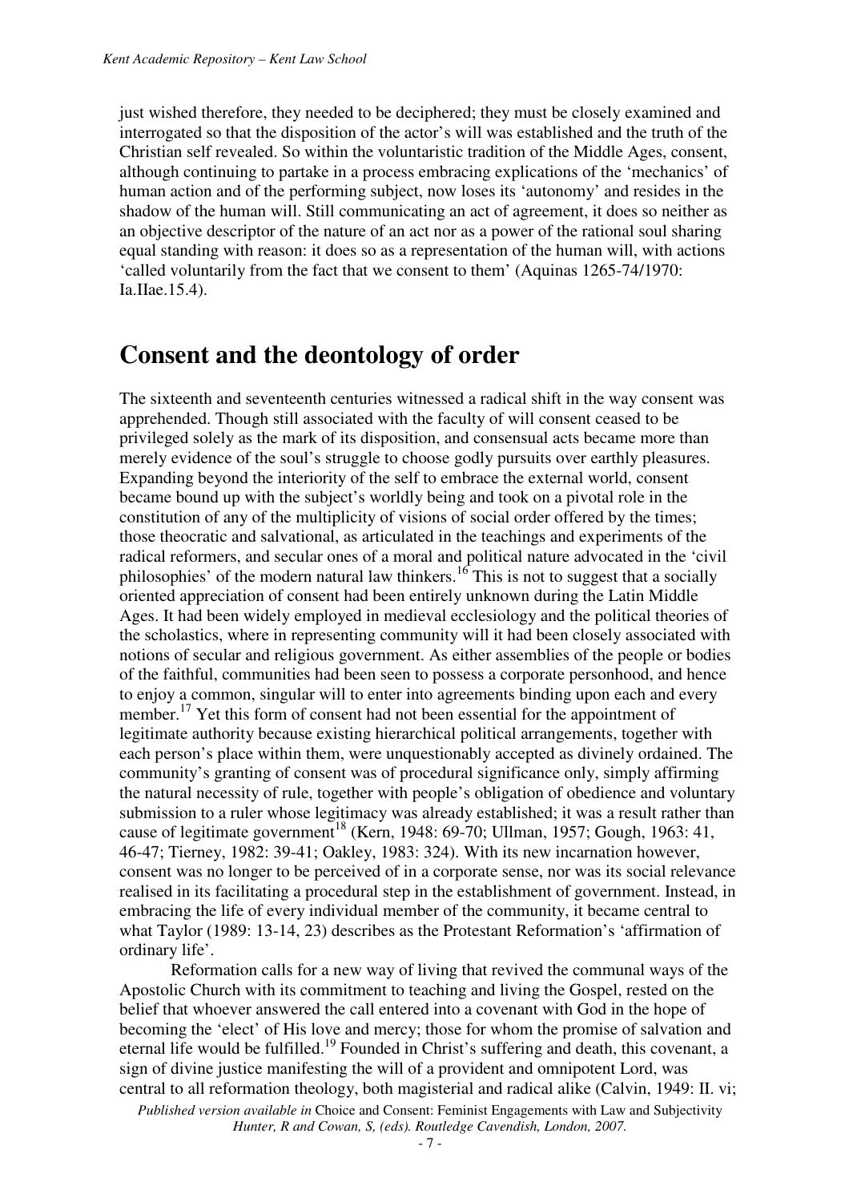just wished therefore, they needed to be deciphered; they must be closely examined and interrogated so that the disposition of the actor's will was established and the truth of the Christian self revealed. So within the voluntaristic tradition of the Middle Ages, consent, although continuing to partake in a process embracing explications of the 'mechanics' of human action and of the performing subject, now loses its 'autonomy' and resides in the shadow of the human will. Still communicating an act of agreement, it does so neither as an objective descriptor of the nature of an act nor as a power of the rational soul sharing equal standing with reason: it does so as a representation of the human will, with actions 'called voluntarily from the fact that we consent to them' (Aquinas 1265-74/1970: Ia.IIae.15.4).

## Consent and the deontology of order

The sixteenth and seventeenth centuries witnessed a radical shift in the way consent was apprehended. Though still associated with the faculty of will consent ceased to be privileged solely as the mark of its disposition, and consensual acts became more than merely evidence of the soul's struggle to choose godly pursuits over earthly pleasures. Expanding beyond the interiority of the self to embrace the external world, consent became bound up with the subject's worldly being and took on a pivotal role in the constitution of any of the multiplicity of visions of social order offered by the times; those theocratic and salvational, as articulated in the teachings and experiments of the radical reformers, and secular ones of a moral and political nature advocated in the 'civil philosophies' of the modern natural law thinkers.[16] This is not to suggest that a socially oriented appreciation of consent had been entirely unknown during the Latin Middle Ages. It had been widely employed in medieval ecclesiology and the political theories of the scholastics, where in representing community will it had been closely associated with notions of secular and religious government. As either assemblies of the people or bodies of the faithful, communities had been seen to possess a corporate personhood, and hence to enjoy a common, singular will to enter into agreements binding upon each and every member.[17] Yet this form of consent had not been essential for the appointment of legitimate authority because existing hierarchical political arrangements, together with each person's place within them, were unquestionably accepted as divinely ordained. The community's granting of consent was of procedural significance only, simply affirming the natural necessity of rule, together with people's obligation of obedience and voluntary submission to a ruler whose legitimacy was already established; it was a result rather than cause of legitimate government[18] (Kern, 1948: 69-70; Ullman, 1957; Gough, 1963: 41, 46-47; Tierney, 1982: 39-41; Oakley, 1983: 324). With its new incarnation however, consent was no longer to be perceived of in a corporate sense, nor was its social relevance realised in its facilitating a procedural step in the establishment of government. Instead, in embracing the life of every individual member of the community, it became central to what Taylor (1989: 13-14, 23) describes as the Protestant Reformation's 'affirmation of ordinary life'.

Reformation calls for a new way of living that revived the communal ways of the Apostolic Church with its commitment to teaching and living the Gospel, rested on the belief that whoever answered the call entered into a covenant with God in the hope of becoming the 'elect' of His love and mercy; those for whom the promise of salvation and eternal life would be fulfilled.[19] Founded in Christ's suffering and death, this covenant, a sign of divine justice manifesting the will of a provident and omnipotent Lord, was central to all reformation theology, both magisterial and radical alike (Calvin, 1949: II. vi;

*Published version available in* Choice and Consent: Feminist Engagements with Law and Subjectivity *Hunter, R and Cowan, S, (eds). Routledge Cavendish, London, 2007.*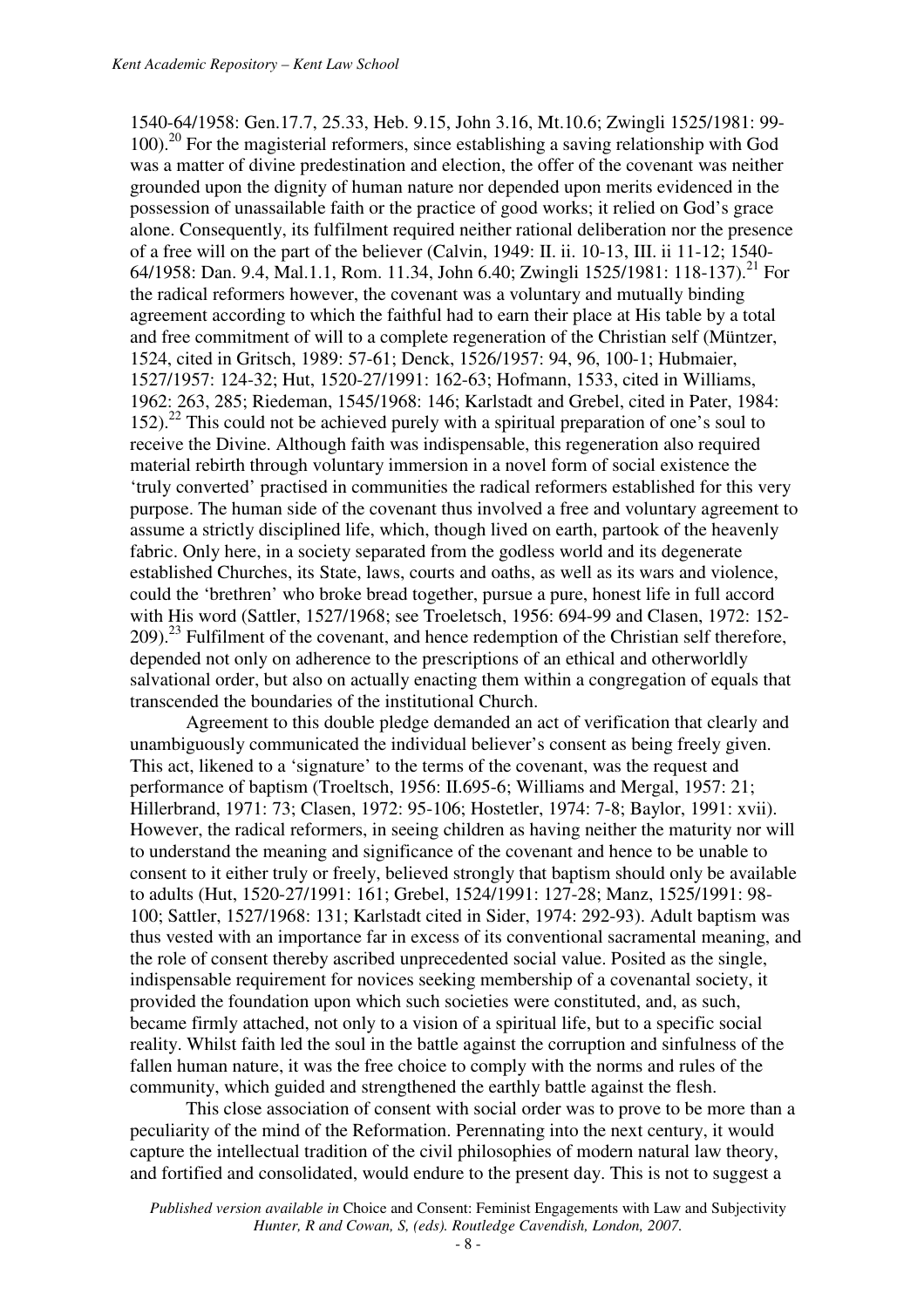1540-64/1958: Gen.17.7, 25.33, Heb. 9.15, John 3.16, Mt.10.6; Zwingli 1525/1981: 99-100).[20] For the magisterial reformers, since establishing a saving relationship with God was a matter of divine predestination and election, the offer of the covenant was neither grounded upon the dignity of human nature nor depended upon merits evidenced in the possession of unassailable faith or the practice of good works; it relied on God's grace alone. Consequently, its fulfilment required neither rational deliberation nor the presence of a free will on the part of the believer (Calvin, 1949: II. ii. 10-13, III. ii 11-12; 1540-64/1958: Dan. 9.4, Mal.1.1, Rom. 11.34, John 6.40; Zwingli 1525/1981: 118-137).[21] For the radical reformers however, the covenant was a voluntary and mutually binding agreement according to which the faithful had to earn their place at His table by a total and free commitment of will to a complete regeneration of the Christian self (Müntzer, 1524, cited in Gritsch, 1989: 57-61; Denck, 1526/1957: 94, 96, 100-1; Hubmaier, 1527/1957: 124-32; Hut, 1520-27/1991: 162-63; Hofmann, 1533, cited in Williams, 1962: 263, 285; Riedeman, 1545/1968: 146; Karlstadt and Grebel, cited in Pater, 1984: 152).[22] This could not be achieved purely with a spiritual preparation of one's soul to receive the Divine. Although faith was indispensable, this regeneration also required material rebirth through voluntary immersion in a novel form of social existence the 'truly converted' practised in communities the radical reformers established for this very purpose. The human side of the covenant thus involved a free and voluntary agreement to assume a strictly disciplined life, which, though lived on earth, partook of the heavenly fabric. Only here, in a society separated from the godless world and its degenerate established Churches, its State, laws, courts and oaths, as well as its wars and violence, could the 'brethren' who broke bread together, pursue a pure, honest life in full accord with His word (Sattler, 1527/1968; see Troeletsch, 1956: 694-99 and Clasen, 1972: 152-209).[23] Fulfilment of the covenant, and hence redemption of the Christian self therefore, depended not only on adherence to the prescriptions of an ethical and otherworldly salvational order, but also on actually enacting them within a congregation of equals that transcended the boundaries of the institutional Church.

Agreement to this double pledge demanded an act of verification that clearly and unambiguously communicated the individual believer's consent as being freely given. This act, likened to a 'signature' to the terms of the covenant, was the request and performance of baptism (Troeltsch, 1956: II.695-6; Williams and Mergal, 1957: 21; Hillerbrand, 1971: 73; Clasen, 1972: 95-106; Hostetler, 1974: 7-8; Baylor, 1991: xvii). However, the radical reformers, in seeing children as having neither the maturity nor will to understand the meaning and significance of the covenant and hence to be unable to consent to it either truly or freely, believed strongly that baptism should only be available to adults (Hut, 1520-27/1991: 161; Grebel, 1524/1991: 127-28; Manz, 1525/1991: 98-100; Sattler, 1527/1968: 131; Karlstadt cited in Sider, 1974: 292-93). Adult baptism was thus vested with an importance far in excess of its conventional sacramental meaning, and the role of consent thereby ascribed unprecedented social value. Posited as the single, indispensable requirement for novices seeking membership of a covenantal society, it provided the foundation upon which such societies were constituted, and, as such, became firmly attached, not only to a vision of a spiritual life, but to a specific social reality. Whilst faith led the soul in the battle against the corruption and sinfulness of the fallen human nature, it was the free choice to comply with the norms and rules of the community, which guided and strengthened the earthly battle against the flesh.

This close association of consent with social order was to prove to be more than a peculiarity of the mind of the Reformation. Perennating into the next century, it would capture the intellectual tradition of the civil philosophies of modern natural law theory, and fortified and consolidated, would endure to the present day. This is not to suggest a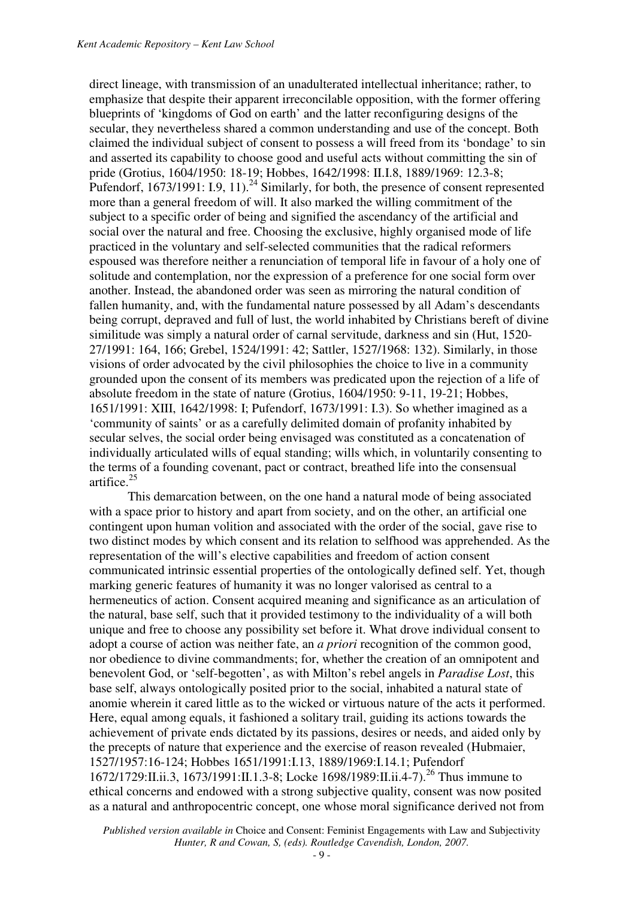direct lineage, with transmission of an unadulterated intellectual inheritance; rather, to emphasize that despite their apparent irreconcilable opposition, with the former offering blueprints of 'kingdoms of God on earth' and the latter reconfiguring designs of the secular, they nevertheless shared a common understanding and use of the concept. Both claimed the individual subject of consent to possess a will freed from its 'bondage' to sin and asserted its capability to choose good and useful acts without committing the sin of pride (Grotius, 1604/1950: 18-19; Hobbes, 1642/1998: II.I.8, 1889/1969: 12.3-8; Pufendorf, 1673/1991: I.9, 11).[24] Similarly, for both, the presence of consent represented more than a general freedom of will. It also marked the willing commitment of the subject to a specific order of being and signified the ascendancy of the artificial and social over the natural and free. Choosing the exclusive, highly organised mode of life practiced in the voluntary and self-selected communities that the radical reformers espoused was therefore neither a renunciation of temporal life in favour of a holy one of solitude and contemplation, nor the expression of a preference for one social form over another. Instead, the abandoned order was seen as mirroring the natural condition of fallen humanity, and, with the fundamental nature possessed by all Adam's descendants being corrupt, depraved and full of lust, the world inhabited by Christians bereft of divine similitude was simply a natural order of carnal servitude, darkness and sin (Hut, 1520-27/1991: 164, 166; Grebel, 1524/1991: 42; Sattler, 1527/1968: 132). Similarly, in those visions of order advocated by the civil philosophies the choice to live in a community grounded upon the consent of its members was predicated upon the rejection of a life of absolute freedom in the state of nature (Grotius, 1604/1950: 9-11, 19-21; Hobbes, 1651/1991: XIII, 1642/1998: I; Pufendorf, 1673/1991: I.3). So whether imagined as a 'community of saints' or as a carefully delimited domain of profanity inhabited by secular selves, the social order being envisaged was constituted as a concatenation of individually articulated wills of equal standing; wills which, in voluntarily consenting to the terms of a founding covenant, pact or contract, breathed life into the consensual artifice.[25]

This demarcation between, on the one hand a natural mode of being associated with a space prior to history and apart from society, and on the other, an artificial one contingent upon human volition and associated with the order of the social, gave rise to two distinct modes by which consent and its relation to selfhood was apprehended. As the representation of the will's elective capabilities and freedom of action consent communicated intrinsic essential properties of the ontologically defined self. Yet, though marking generic features of humanity it was no longer valorised as central to a hermeneutics of action. Consent acquired meaning and significance as an articulation of the natural, base self, such that it provided testimony to the individuality of a will both unique and free to choose any possibility set before it. What drove individual consent to adopt a course of action was neither fate, an *a priori* recognition of the common good, nor obedience to divine commandments; for, whether the creation of an omnipotent and benevolent God, or 'self-begotten', as with Milton's rebel angels in *Paradise Lost*, this base self, always ontologically posited prior to the social, inhabited a natural state of anomie wherein it cared little as to the wicked or virtuous nature of the acts it performed. Here, equal among equals, it fashioned a solitary trail, guiding its actions towards the achievement of private ends dictated by its passions, desires or needs, and aided only by the precepts of nature that experience and the exercise of reason revealed (Hubmaier, 1527/1957:16-124; Hobbes 1651/1991:I.13, 1889/1969:I.14.1; Pufendorf 1672/1729:II.ii.3, 1673/1991:II.1.3-8; Locke 1698/1989:II.ii.4-7).[26] Thus immune to ethical concerns and endowed with a strong subjective quality, consent was now posited as a natural and anthropocentric concept, one whose moral significance derived not from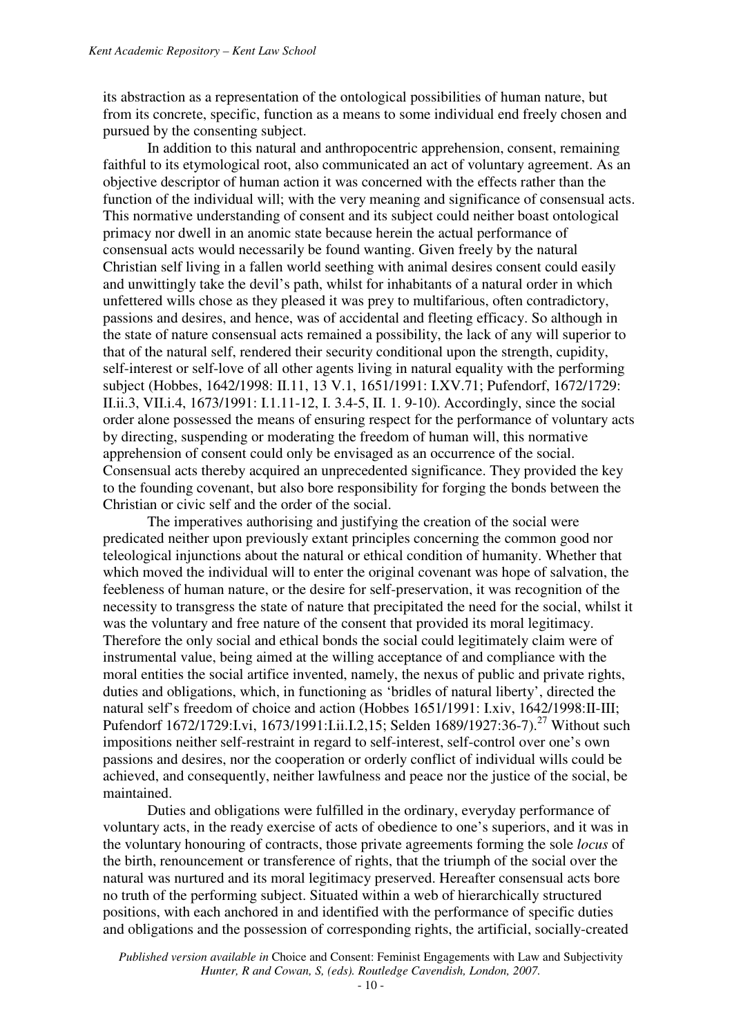its abstraction as a representation of the ontological possibilities of human nature, but from its concrete, specific, function as a means to some individual end freely chosen and pursued by the consenting subject.

In addition to this natural and anthropocentric apprehension, consent, remaining faithful to its etymological root, also communicated an act of voluntary agreement. As an objective descriptor of human action it was concerned with the effects rather than the function of the individual will; with the very meaning and significance of consensual acts. This normative understanding of consent and its subject could neither boast ontological primacy nor dwell in an anomic state because herein the actual performance of consensual acts would necessarily be found wanting. Given freely by the natural Christian self living in a fallen world seething with animal desires consent could easily and unwittingly take the devil's path, whilst for inhabitants of a natural order in which unfettered wills chose as they pleased it was prey to multifarious, often contradictory, passions and desires, and hence, was of accidental and fleeting efficacy. So although in the state of nature consensual acts remained a possibility, the lack of any will superior to that of the natural self, rendered their security conditional upon the strength, cupidity, self-interest or self-love of all other agents living in natural equality with the performing subject (Hobbes, 1642/1998: II.11, 13 V.1, 1651/1991: I.XV.71; Pufendorf, 1672/1729: II.ii.3, VII.i.4, 1673/1991: I.1.11-12, I. 3.4-5, II. 1. 9-10). Accordingly, since the social order alone possessed the means of ensuring respect for the performance of voluntary acts by directing, suspending or moderating the freedom of human will, this normative apprehension of consent could only be envisaged as an occurrence of the social. Consensual acts thereby acquired an unprecedented significance. They provided the key to the founding covenant, but also bore responsibility for forging the bonds between the Christian or civic self and the order of the social.

The imperatives authorising and justifying the creation of the social were predicated neither upon previously extant principles concerning the common good nor teleological injunctions about the natural or ethical condition of humanity. Whether that which moved the individual will to enter the original covenant was hope of salvation, the feebleness of human nature, or the desire for self-preservation, it was recognition of the necessity to transgress the state of nature that precipitated the need for the social, whilst it was the voluntary and free nature of the consent that provided its moral legitimacy. Therefore the only social and ethical bonds the social could legitimately claim were of instrumental value, being aimed at the willing acceptance of and compliance with the moral entities the social artifice invented, namely, the nexus of public and private rights, duties and obligations, which, in functioning as 'bridles of natural liberty', directed the natural self's freedom of choice and action (Hobbes 1651/1991: I.xiv, 1642/1998:II-III; Pufendorf 1672/1729:I.vi, 1673/1991:I.ii.I.2,15; Selden 1689/1927:36-7).[27] Without such impositions neither self-restraint in regard to self-interest, self-control over one's own passions and desires, nor the cooperation or orderly conflict of individual wills could be achieved, and consequently, neither lawfulness and peace nor the justice of the social, be maintained.

Duties and obligations were fulfilled in the ordinary, everyday performance of voluntary acts, in the ready exercise of acts of obedience to one's superiors, and it was in the voluntary honouring of contracts, those private agreements forming the sole *locus* of the birth, renouncement or transference of rights, that the triumph of the social over the natural was nurtured and its moral legitimacy preserved. Hereafter consensual acts bore no truth of the performing subject. Situated within a web of hierarchically structured positions, with each anchored in and identified with the performance of specific duties and obligations and the possession of corresponding rights, the artificial, socially-created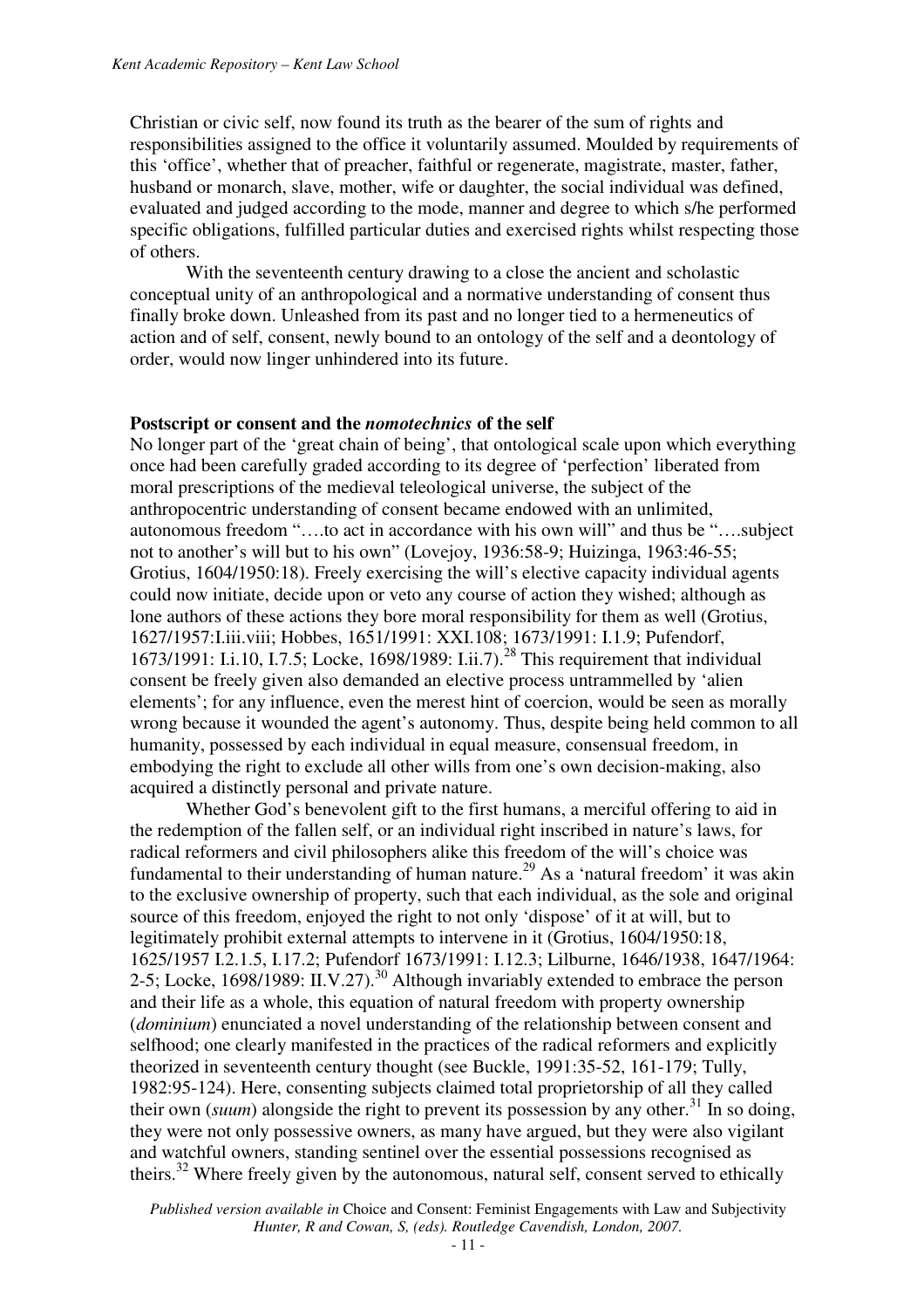Christian or civic self, now found its truth as the bearer of the sum of rights and responsibilities assigned to the office it voluntarily assumed. Moulded by requirements of this 'office', whether that of preacher, faithful or regenerate, magistrate, master, father, husband or monarch, slave, mother, wife or daughter, the social individual was defined, evaluated and judged according to the mode, manner and degree to which s/he performed specific obligations, fulfilled particular duties and exercised rights whilst respecting those of others.

With the seventeenth century drawing to a close the ancient and scholastic conceptual unity of an anthropological and a normative understanding of consent thus finally broke down. Unleashed from its past and no longer tied to a hermeneutics of action and of self, consent, newly bound to an ontology of the self and a deontology of order, would now linger unhindered into its future.

## Postscript or consent and the *nomotechnics* of the self

No longer part of the 'great chain of being', that ontological scale upon which everything once had been carefully graded according to its degree of 'perfection' liberated from moral prescriptions of the medieval teleological universe, the subject of the anthropocentric understanding of consent became endowed with an unlimited, autonomous freedom "….to act in accordance with his own will" and thus be "….subject not to another's will but to his own" (Lovejoy, 1936:58-9; Huizinga, 1963:46-55; Grotius, 1604/1950:18). Freely exercising the will's elective capacity individual agents could now initiate, decide upon or veto any course of action they wished; although as lone authors of these actions they bore moral responsibility for them as well (Grotius, 1627/1957:I.iii.viii; Hobbes, 1651/1991: XXI.108; 1673/1991: I.1.9; Pufendorf, 1673/1991: I.i.10, I.7.5; Locke, 1698/1989: I.ii.7).[28] This requirement that individual consent be freely given also demanded an elective process untrammelled by 'alien elements'; for any influence, even the merest hint of coercion, would be seen as morally wrong because it wounded the agent's autonomy. Thus, despite being held common to all humanity, possessed by each individual in equal measure, consensual freedom, in embodying the right to exclude all other wills from one's own decision-making, also acquired a distinctly personal and private nature.

Whether God's benevolent gift to the first humans, a merciful offering to aid in the redemption of the fallen self, or an individual right inscribed in nature's laws, for radical reformers and civil philosophers alike this freedom of the will's choice was fundamental to their understanding of human nature.[29] As a 'natural freedom' it was akin to the exclusive ownership of property, such that each individual, as the sole and original source of this freedom, enjoyed the right to not only 'dispose' of it at will, but to legitimately prohibit external attempts to intervene in it (Grotius, 1604/1950:18, 1625/1957 I.2.1.5, I.17.2; Pufendorf 1673/1991: I.12.3; Lilburne, 1646/1938, 1647/1964: 2-5; Locke, 1698/1989: II.V.27).[30] Although invariably extended to embrace the person and their life as a whole, this equation of natural freedom with property ownership (*dominium*) enunciated a novel understanding of the relationship between consent and selfhood; one clearly manifested in the practices of the radical reformers and explicitly theorized in seventeenth century thought (see Buckle, 1991:35-52, 161-179; Tully, 1982:95-124). Here, consenting subjects claimed total proprietorship of all they called their own (*suum*) alongside the right to prevent its possession by any other.[31] In so doing, they were not only possessive owners, as many have argued, but they were also vigilant and watchful owners, standing sentinel over the essential possessions recognised as theirs.[32] Where freely given by the autonomous, natural self, consent served to ethically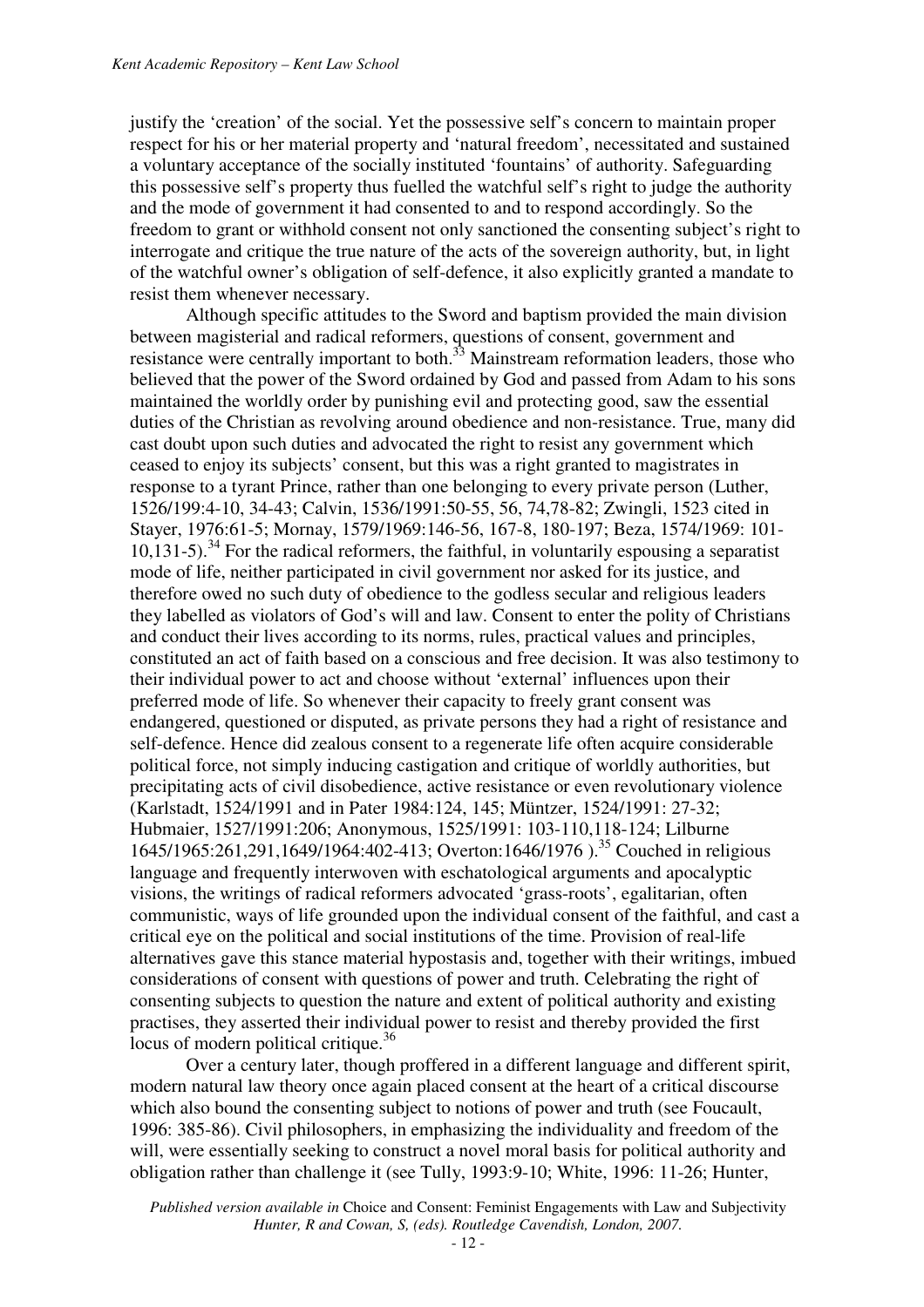justify the 'creation' of the social. Yet the possessive self's concern to maintain proper respect for his or her material property and 'natural freedom', necessitated and sustained a voluntary acceptance of the socially instituted 'fountains' of authority. Safeguarding this possessive self's property thus fuelled the watchful self's right to judge the authority and the mode of government it had consented to and to respond accordingly. So the freedom to grant or withhold consent not only sanctioned the consenting subject's right to interrogate and critique the true nature of the acts of the sovereign authority, but, in light of the watchful owner's obligation of self-defence, it also explicitly granted a mandate to resist them whenever necessary.

Although specific attitudes to the Sword and baptism provided the main division between magisterial and radical reformers, questions of consent, government and resistance were centrally important to both.[33] Mainstream reformation leaders, those who believed that the power of the Sword ordained by God and passed from Adam to his sons maintained the worldly order by punishing evil and protecting good, saw the essential duties of the Christian as revolving around obedience and non-resistance. True, many did cast doubt upon such duties and advocated the right to resist any government which ceased to enjoy its subjects' consent, but this was a right granted to magistrates in response to a tyrant Prince, rather than one belonging to every private person (Luther, 1526/199:4-10, 34-43; Calvin, 1536/1991:50-55, 56, 74,78-82; Zwingli, 1523 cited in Stayer, 1976:61-5; Mornay, 1579/1969:146-56, 167-8, 180-197; Beza, 1574/1969: 101-10,131-5).[34] For the radical reformers, the faithful, in voluntarily espousing a separatist mode of life, neither participated in civil government nor asked for its justice, and therefore owed no such duty of obedience to the godless secular and religious leaders they labelled as violators of God's will and law. Consent to enter the polity of Christians and conduct their lives according to its norms, rules, practical values and principles, constituted an act of faith based on a conscious and free decision. It was also testimony to their individual power to act and choose without 'external' influences upon their preferred mode of life. So whenever their capacity to freely grant consent was endangered, questioned or disputed, as private persons they had a right of resistance and self-defence. Hence did zealous consent to a regenerate life often acquire considerable political force, not simply inducing castigation and critique of worldly authorities, but precipitating acts of civil disobedience, active resistance or even revolutionary violence (Karlstadt, 1524/1991 and in Pater 1984:124, 145; Müntzer, 1524/1991: 27-32; Hubmaier, 1527/1991:206; Anonymous, 1525/1991: 103-110,118-124; Lilburne 1645/1965:261,291,1649/1964:402-413; Overton:1646/1976 ).[35] Couched in religious language and frequently interwoven with eschatological arguments and apocalyptic visions, the writings of radical reformers advocated 'grass-roots', egalitarian, often communistic, ways of life grounded upon the individual consent of the faithful, and cast a critical eye on the political and social institutions of the time. Provision of real-life alternatives gave this stance material hypostasis and, together with their writings, imbued considerations of consent with questions of power and truth. Celebrating the right of consenting subjects to question the nature and extent of political authority and existing practises, they asserted their individual power to resist and thereby provided the first locus of modern political critique.[36]

Over a century later, though proffered in a different language and different spirit, modern natural law theory once again placed consent at the heart of a critical discourse which also bound the consenting subject to notions of power and truth (see Foucault, 1996: 385-86). Civil philosophers, in emphasizing the individuality and freedom of the will, were essentially seeking to construct a novel moral basis for political authority and obligation rather than challenge it (see Tully, 1993:9-10; White, 1996: 11-26; Hunter,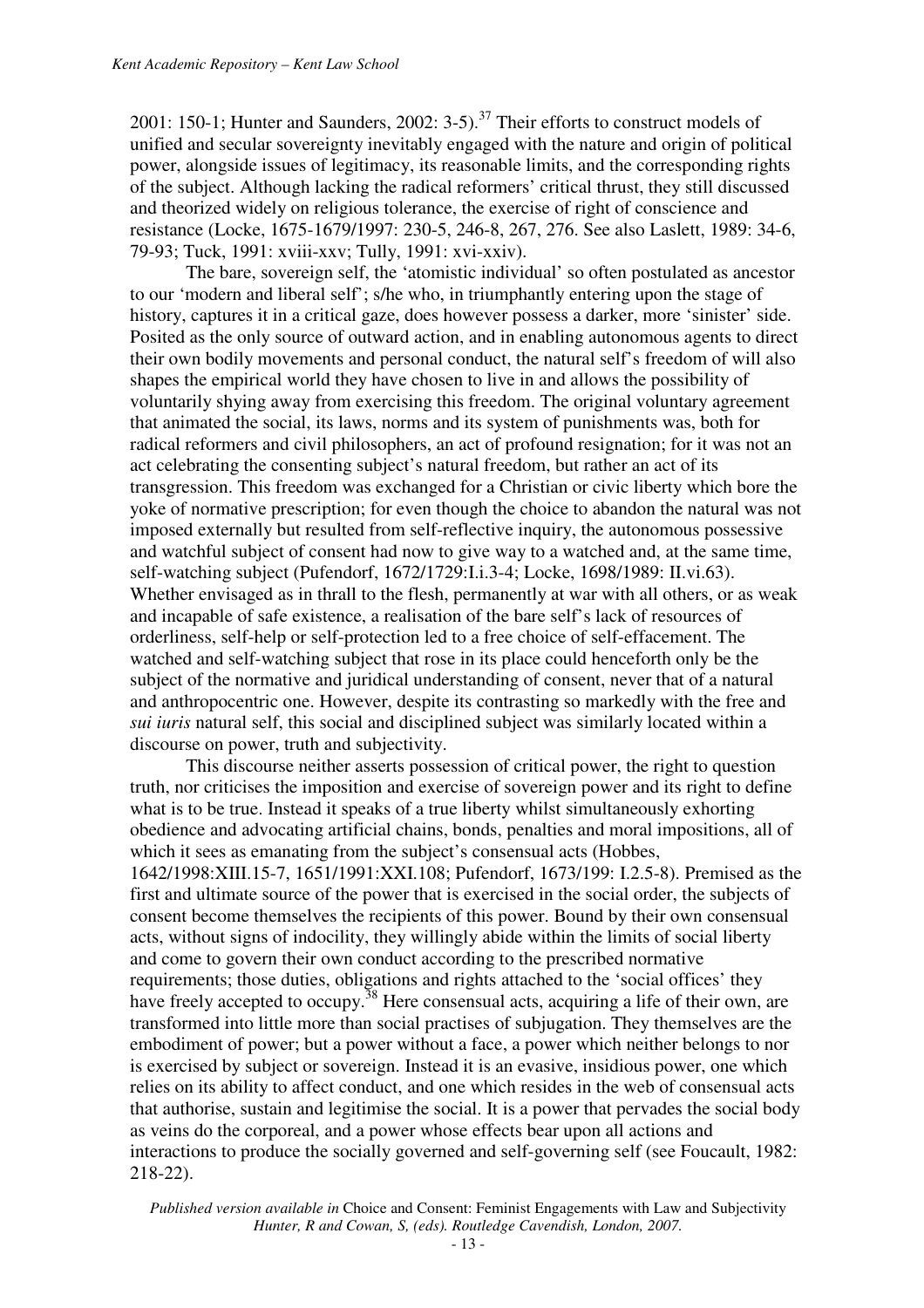2001: 150-1; Hunter and Saunders, 2002: 3-5).[37] Their efforts to construct models of unified and secular sovereignty inevitably engaged with the nature and origin of political power, alongside issues of legitimacy, its reasonable limits, and the corresponding rights of the subject. Although lacking the radical reformers' critical thrust, they still discussed and theorized widely on religious tolerance, the exercise of right of conscience and resistance (Locke, 1675-1679/1997: 230-5, 246-8, 267, 276. See also Laslett, 1989: 34-6, 79-93; Tuck, 1991: xviii-xxv; Tully, 1991: xvi-xxiv).

The bare, sovereign self, the 'atomistic individual' so often postulated as ancestor to our 'modern and liberal self'; s/he who, in triumphantly entering upon the stage of history, captures it in a critical gaze, does however possess a darker, more 'sinister' side. Posited as the only source of outward action, and in enabling autonomous agents to direct their own bodily movements and personal conduct, the natural self's freedom of will also shapes the empirical world they have chosen to live in and allows the possibility of voluntarily shying away from exercising this freedom. The original voluntary agreement that animated the social, its laws, norms and its system of punishments was, both for radical reformers and civil philosophers, an act of profound resignation; for it was not an act celebrating the consenting subject's natural freedom, but rather an act of its transgression. This freedom was exchanged for a Christian or civic liberty which bore the yoke of normative prescription; for even though the choice to abandon the natural was not imposed externally but resulted from self-reflective inquiry, the autonomous possessive and watchful subject of consent had now to give way to a watched and, at the same time, self-watching subject (Pufendorf, 1672/1729:I.i.3-4; Locke, 1698/1989: II.vi.63). Whether envisaged as in thrall to the flesh, permanently at war with all others, or as weak and incapable of safe existence, a realisation of the bare self's lack of resources of orderliness, self-help or self-protection led to a free choice of self-effacement. The watched and self-watching subject that rose in its place could henceforth only be the subject of the normative and juridical understanding of consent, never that of a natural and anthropocentric one. However, despite its contrasting so markedly with the free and *sui iuris* natural self, this social and disciplined subject was similarly located within a discourse on power, truth and subjectivity.

This discourse neither asserts possession of critical power, the right to question truth, nor criticises the imposition and exercise of sovereign power and its right to define what is to be true. Instead it speaks of a true liberty whilst simultaneously exhorting obedience and advocating artificial chains, bonds, penalties and moral impositions, all of which it sees as emanating from the subject's consensual acts (Hobbes, 1642/1998:XIII.15-7, 1651/1991:XXI.108; Pufendorf, 1673/199: I.2.5-8). Premised as the first and ultimate source of the power that is exercised in the social order, the subjects of consent become themselves the recipients of this power. Bound by their own consensual acts, without signs of indocility, they willingly abide within the limits of social liberty and come to govern their own conduct according to the prescribed normative requirements; those duties, obligations and rights attached to the 'social offices' they have freely accepted to occupy.[38] Here consensual acts, acquiring a life of their own, are transformed into little more than social practises of subjugation. They themselves are the embodiment of power; but a power without a face, a power which neither belongs to nor is exercised by subject or sovereign. Instead it is an evasive, insidious power, one which relies on its ability to affect conduct, and one which resides in the web of consensual acts that authorise, sustain and legitimise the social. It is a power that pervades the social body as veins do the corporeal, and a power whose effects bear upon all actions and interactions to produce the socially governed and self-governing self (see Foucault, 1982: 218-22).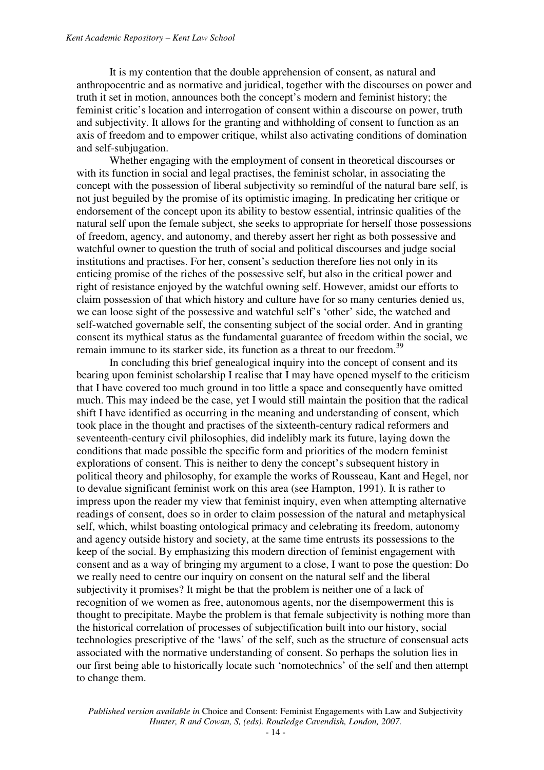It is my contention that the double apprehension of consent, as natural and anthropocentric and as normative and juridical, together with the discourses on power and truth it set in motion, announces both the concept's modern and feminist history; the feminist critic's location and interrogation of consent within a discourse on power, truth and subjectivity. It allows for the granting and withholding of consent to function as an axis of freedom and to empower critique, whilst also activating conditions of domination and self-subjugation.

Whether engaging with the employment of consent in theoretical discourses or with its function in social and legal practises, the feminist scholar, in associating the concept with the possession of liberal subjectivity so remindful of the natural bare self, is not just beguiled by the promise of its optimistic imaging. In predicating her critique or endorsement of the concept upon its ability to bestow essential, intrinsic qualities of the natural self upon the female subject, she seeks to appropriate for herself those possessions of freedom, agency, and autonomy, and thereby assert her right as both possessive and watchful owner to question the truth of social and political discourses and judge social institutions and practises. For her, consent's seduction therefore lies not only in its enticing promise of the riches of the possessive self, but also in the critical power and right of resistance enjoyed by the watchful owning self. However, amidst our efforts to claim possession of that which history and culture have for so many centuries denied us, we can loose sight of the possessive and watchful self's 'other' side, the watched and self-watched governable self, the consenting subject of the social order. And in granting consent its mythical status as the fundamental guarantee of freedom within the social, we remain immune to its starker side, its function as a threat to our freedom.[39]

In concluding this brief genealogical inquiry into the concept of consent and its bearing upon feminist scholarship I realise that I may have opened myself to the criticism that I have covered too much ground in too little a space and consequently have omitted much. This may indeed be the case, yet I would still maintain the position that the radical shift I have identified as occurring in the meaning and understanding of consent, which took place in the thought and practises of the sixteenth-century radical reformers and seventeenth-century civil philosophies, did indelibly mark its future, laying down the conditions that made possible the specific form and priorities of the modern feminist explorations of consent. This is neither to deny the concept's subsequent history in political theory and philosophy, for example the works of Rousseau, Kant and Hegel, nor to devalue significant feminist work on this area (see Hampton, 1991). It is rather to impress upon the reader my view that feminist inquiry, even when attempting alternative readings of consent, does so in order to claim possession of the natural and metaphysical self, which, whilst boasting ontological primacy and celebrating its freedom, autonomy and agency outside history and society, at the same time entrusts its possessions to the keep of the social. By emphasizing this modern direction of feminist engagement with consent and as a way of bringing my argument to a close, I want to pose the question: Do we really need to centre our inquiry on consent on the natural self and the liberal subjectivity it promises? It might be that the problem is neither one of a lack of recognition of we women as free, autonomous agents, nor the disempowerment this is thought to precipitate. Maybe the problem is that female subjectivity is nothing more than the historical correlation of processes of subjectification built into our history, social technologies prescriptive of the 'laws' of the self, such as the structure of consensual acts associated with the normative understanding of consent. So perhaps the solution lies in our first being able to historically locate such 'nomotechnics' of the self and then attempt to change them.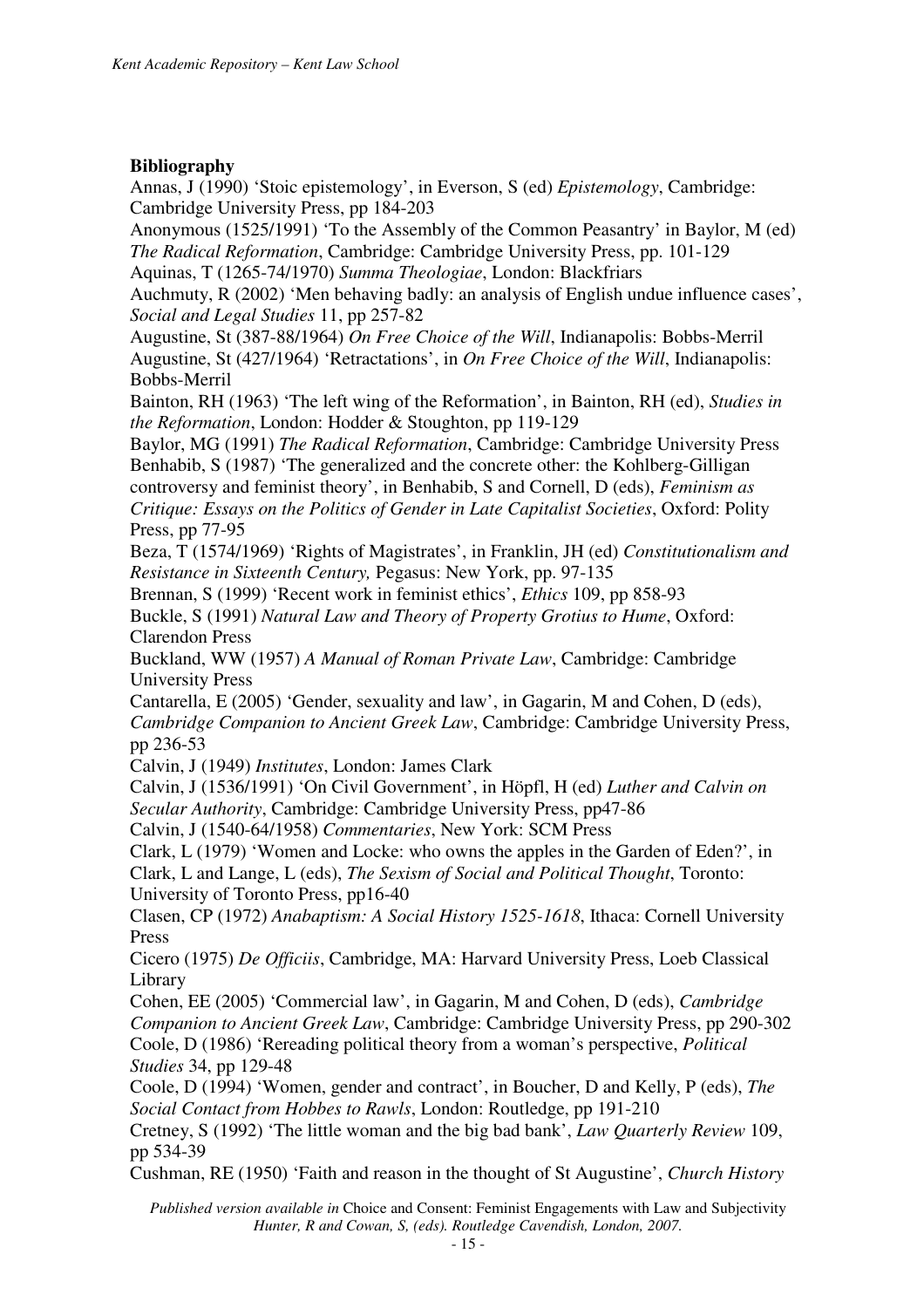**Bibliography**

Annas, J (1990) 'Stoic epistemology', in Everson, S (ed) *Epistemology*, Cambridge: Cambridge University Press, pp 184-203

Anonymous (1525/1991) 'To the Assembly of the Common Peasantry' in Baylor, M (ed) *The Radical Reformation*, Cambridge: Cambridge University Press, pp. 101-129

Aquinas, T (1265-74/1970) *Summa Theologiae*, London: Blackfriars

Auchmuty, R (2002) 'Men behaving badly: an analysis of English undue influence cases', *Social and Legal Studies* 11, pp 257-82

Augustine, St (387-88/1964) *On Free Choice of the Will*, Indianapolis: Bobbs-Merril

Augustine, St (427/1964) 'Retractations', in *On Free Choice of the Will*, Indianapolis: Bobbs-Merril

Bainton, RH (1963) 'The left wing of the Reformation', in Bainton, RH (ed), *Studies in the Reformation*, London: Hodder & Stoughton, pp 119-129

Baylor, MG (1991) *The Radical Reformation*, Cambridge: Cambridge University Press

Benhabib, S (1987) 'The generalized and the concrete other: the Kohlberg-Gilligan controversy and feminist theory', in Benhabib, S and Cornell, D (eds), *Feminism as Critique: Essays on the Politics of Gender in Late Capitalist Societies*, Oxford: Polity Press, pp 77-95

Beza, T (1574/1969) 'Rights of Magistrates', in Franklin, JH (ed) *Constitutionalism and Resistance in Sixteenth Century,* Pegasus: New York, pp. 97-135

Brennan, S (1999) 'Recent work in feminist ethics', *Ethics* 109, pp 858-93

Buckle, S (1991) *Natural Law and Theory of Property Grotius to Hume*, Oxford: Clarendon Press

Buckland, WW (1957) *A Manual of Roman Private Law*, Cambridge: Cambridge University Press

Cantarella, E (2005) 'Gender, sexuality and law', in Gagarin, M and Cohen, D (eds), *Cambridge Companion to Ancient Greek Law*, Cambridge: Cambridge University Press, pp 236-53

Calvin, J (1949) *Institutes*, London: James Clark

Calvin, J (1536/1991) 'On Civil Government', in Höpfl, H (ed) *Luther and Calvin on Secular Authority*, Cambridge: Cambridge University Press, pp47-86

Calvin, J (1540-64/1958) *Commentaries*, New York: SCM Press

Clark, L (1979) 'Women and Locke: who owns the apples in the Garden of Eden?', in Clark, L and Lange, L (eds), *The Sexism of Social and Political Thought*, Toronto: University of Toronto Press, pp16-40

Clasen, CP (1972) *Anabaptism: A Social History 1525-1618*, Ithaca: Cornell University Press

Cicero (1975) *De Officiis*, Cambridge, MA: Harvard University Press, Loeb Classical Library

Cohen, EE (2005) 'Commercial law', in Gagarin, M and Cohen, D (eds), *Cambridge Companion to Ancient Greek Law*, Cambridge: Cambridge University Press, pp 290-302

Coole, D (1986) 'Rereading political theory from a woman's perspective, *Political Studies* 34, pp 129-48

Coole, D (1994) 'Women, gender and contract', in Boucher, D and Kelly, P (eds), *The Social Contact from Hobbes to Rawls*, London: Routledge, pp 191-210

Cretney, S (1992) 'The little woman and the big bad bank', *Law Quarterly Review* 109, pp 534-39

Cushman, RE (1950) 'Faith and reason in the thought of St Augustine', *Church History*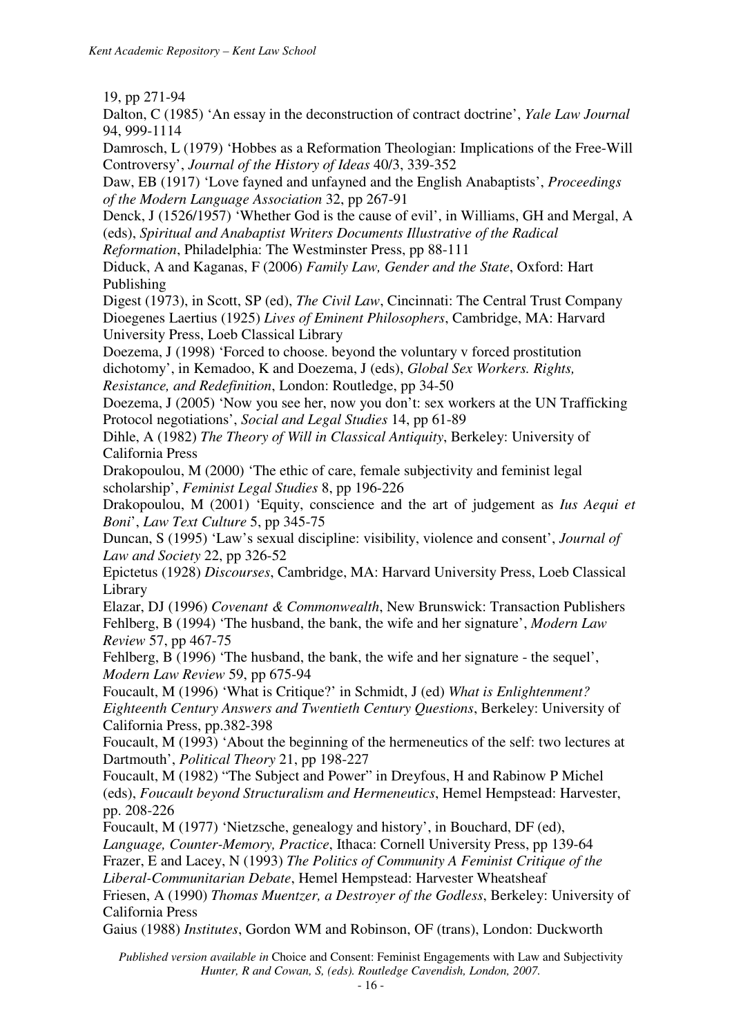19, pp 271-94

Dalton, C (1985) 'An essay in the deconstruction of contract doctrine', *Yale Law Journal* 94, 999-1114

Damrosch, L (1979) 'Hobbes as a Reformation Theologian: Implications of the Free-Will Controversy', *Journal of the History of Ideas* 40/3, 339-352

Daw, EB (1917) 'Love fayned and unfayned and the English Anabaptists', *Proceedings of the Modern Language Association* 32, pp 267-91

Denck, J (1526/1957) 'Whether God is the cause of evil', in Williams, GH and Mergal, A (eds), *Spiritual and Anabaptist Writers Documents Illustrative of the Radical Reformation*, Philadelphia: The Westminster Press, pp 88-111

Diduck, A and Kaganas, F (2006) *Family Law, Gender and the State*, Oxford: Hart Publishing

Digest (1973), in Scott, SP (ed), *The Civil Law*, Cincinnati: The Central Trust Company

Dioegenes Laertius (1925) *Lives of Eminent Philosophers*, Cambridge, MA: Harvard University Press, Loeb Classical Library

Doezema, J (1998) 'Forced to choose. beyond the voluntary v forced prostitution dichotomy', in Kemadoo, K and Doezema, J (eds), *Global Sex Workers. Rights, Resistance, and Redefinition*, London: Routledge, pp 34-50

Doezema, J (2005) 'Now you see her, now you don't: sex workers at the UN Trafficking Protocol negotiations', *Social and Legal Studies* 14, pp 61-89

Dihle, A (1982) *The Theory of Will in Classical Antiquity*, Berkeley: University of California Press

Drakopoulou, M (2000) 'The ethic of care, female subjectivity and feminist legal scholarship', *Feminist Legal Studies* 8, pp 196-226

Drakopoulou, M (2001) 'Equity, conscience and the art of judgement as *Ius Aequi et Boni*', *Law Text Culture* 5, pp 345-75

Duncan, S (1995) 'Law's sexual discipline: visibility, violence and consent', *Journal of Law and Society* 22, pp 326-52

Epictetus (1928) *Discourses*, Cambridge, MA: Harvard University Press, Loeb Classical Library

Elazar, DJ (1996) *Covenant & Commonwealth*, New Brunswick: Transaction Publishers

Fehlberg, B (1994) 'The husband, the bank, the wife and her signature', *Modern Law Review* 57, pp 467-75

Fehlberg, B (1996) 'The husband, the bank, the wife and her signature - the sequel', *Modern Law Review* 59, pp 675-94

Foucault, M (1996) 'What is Critique?' in Schmidt, J (ed) *What is Enlightenment? Eighteenth Century Answers and Twentieth Century Questions*, Berkeley: University of California Press, pp.382-398

Foucault, M (1993) 'About the beginning of the hermeneutics of the self: two lectures at Dartmouth', *Political Theory* 21, pp 198-227

Foucault, M (1982) "The Subject and Power" in Dreyfous, H and Rabinow P Michel (eds), *Foucault beyond Structuralism and Hermeneutics*, Hemel Hempstead: Harvester, pp. 208-226

Foucault, M (1977) 'Nietzsche, genealogy and history', in Bouchard, DF (ed), *Language, Counter-Memory, Practice*, Ithaca: Cornell University Press, pp 139-64

Frazer, E and Lacey, N (1993) *The Politics of Community A Feminist Critique of the Liberal-Communitarian Debate*, Hemel Hempstead: Harvester Wheatsheaf

Friesen, A (1990) *Thomas Muentzer, a Destroyer of the Godless*, Berkeley: University of California Press

Gaius (1988) *Institutes*, Gordon WM and Robinson, OF (trans), London: Duckworth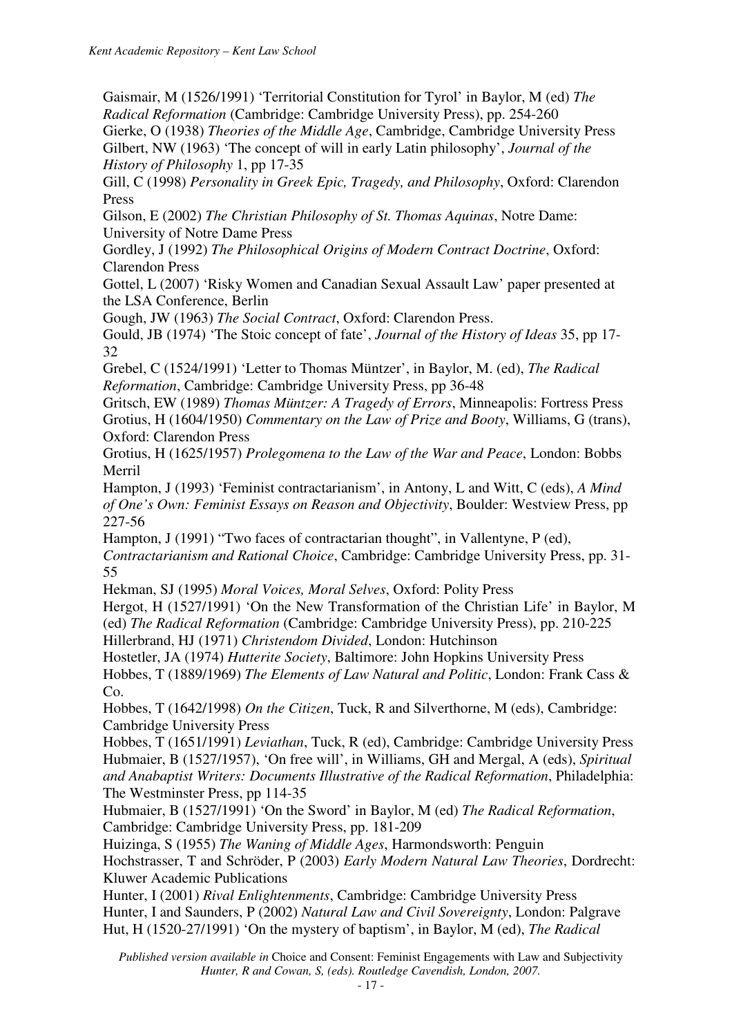Gaismair, M (1526/1991) 'Territorial Constitution for Tyrol' in Baylor, M (ed) *The Radical Reformation* (Cambridge: Cambridge University Press), pp. 254-260

Gierke, O (1938) *Theories of the Middle Age*, Cambridge, Cambridge University Press

Gilbert, NW (1963) 'The concept of will in early Latin philosophy', *Journal of the History of Philosophy* 1, pp 17-35

Gill, C (1998) *Personality in Greek Epic, Tragedy, and Philosophy*, Oxford: Clarendon Press

Gilson, E (2002) *The Christian Philosophy of St. Thomas Aquinas*, Notre Dame: University of Notre Dame Press

Gordley, J (1992) *The Philosophical Origins of Modern Contract Doctrine*, Oxford: Clarendon Press

Gottel, L (2007) 'Risky Women and Canadian Sexual Assault Law' paper presented at the LSA Conference, Berlin

Gough, JW (1963) *The Social Contract*, Oxford: Clarendon Press.

Gould, JB (1974) 'The Stoic concept of fate', *Journal of the History of Ideas* 35, pp 17-32

Grebel, C (1524/1991) 'Letter to Thomas Müntzer', in Baylor, M. (ed), *The Radical Reformation*, Cambridge: Cambridge University Press, pp 36-48

Gritsch, EW (1989) *Thomas Müntzer: A Tragedy of Errors*, Minneapolis: Fortress Press

Grotius, H (1604/1950) *Commentary on the Law of Prize and Booty*, Williams, G (trans), Oxford: Clarendon Press

Grotius, H (1625/1957) *Prolegomena to the Law of the War and Peace*, London: Bobbs Merril

Hampton, J (1993) 'Feminist contractarianism', in Antony, L and Witt, C (eds), *A Mind of One's Own: Feminist Essays on Reason and Objectivity*, Boulder: Westview Press, pp 227-56

Hampton, J (1991) "Two faces of contractarian thought", in Vallentyne, P (ed), *Contractarianism and Rational Choice*, Cambridge: Cambridge University Press, pp. 31-55

Hekman, SJ (1995) *Moral Voices, Moral Selves*, Oxford: Polity Press

Hergot, H (1527/1991) 'On the New Transformation of the Christian Life' in Baylor, M (ed) *The Radical Reformation* (Cambridge: Cambridge University Press), pp. 210-225

Hillerbrand, HJ (1971) *Christendom Divided*, London: Hutchinson

Hostetler, JA (1974) *Hutterite Society*, Baltimore: John Hopkins University Press

Hobbes, T (1889/1969) *The Elements of Law Natural and Politic*, London: Frank Cass & Co.

Hobbes, T (1642/1998) *On the Citizen*, Tuck, R and Silverthorne, M (eds), Cambridge: Cambridge University Press

Hobbes, T (1651/1991) *Leviathan*, Tuck, R (ed), Cambridge: Cambridge University Press

Hubmaier, B (1527/1957), 'On free will', in Williams, GH and Mergal, A (eds), *Spiritual and Anabaptist Writers: Documents Illustrative of the Radical Reformation*, Philadelphia: The Westminster Press, pp 114-35

Hubmaier, B (1527/1991) 'On the Sword' in Baylor, M (ed) *The Radical Reformation*, Cambridge: Cambridge University Press, pp. 181-209

Huizinga, S (1955) *The Waning of Middle Ages*, Harmondsworth: Penguin

Hochstrasser, T and Schröder, P (2003) *Early Modern Natural Law Theories*, Dordrecht: Kluwer Academic Publications

Hunter, I (2001) *Rival Enlightenments*, Cambridge: Cambridge University Press

Hunter, I and Saunders, P (2002) *Natural Law and Civil Sovereignty*, London: Palgrave

Hut, H (1520-27/1991) 'On the mystery of baptism', in Baylor, M (ed), *The Radical*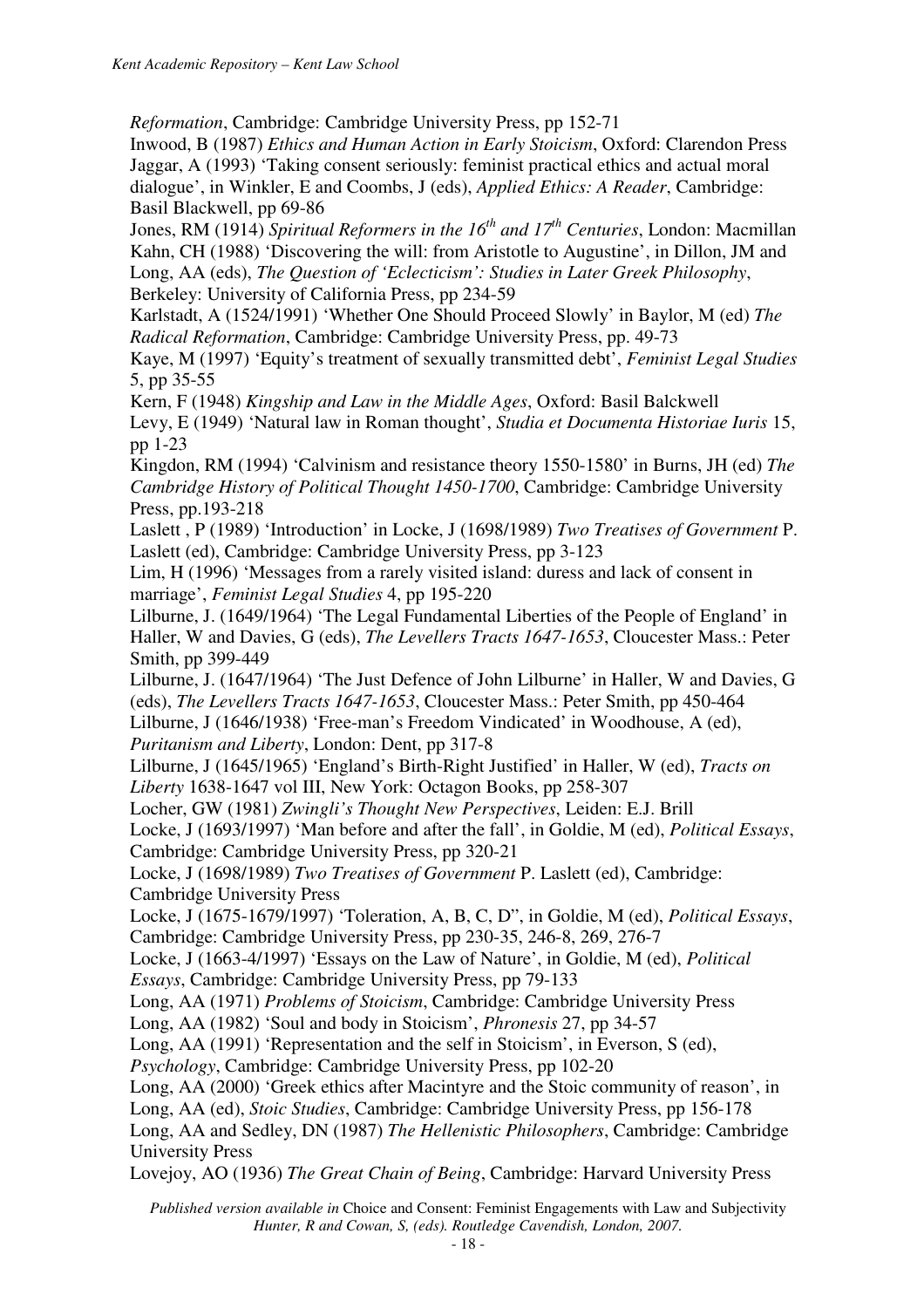*Reformation*, Cambridge: Cambridge University Press, pp 152-71

Inwood, B (1987) *Ethics and Human Action in Early Stoicism*, Oxford: Clarendon Press

Jaggar, A (1993) 'Taking consent seriously: feminist practical ethics and actual moral dialogue', in Winkler, E and Coombs, J (eds), *Applied Ethics: A Reader*, Cambridge: Basil Blackwell, pp 69-86

Jones, RM (1914) *Spiritual Reformers in the 16th and 17th Centuries*, London: Macmillan

Kahn, CH (1988) 'Discovering the will: from Aristotle to Augustine', in Dillon, JM and Long, AA (eds), *The Question of 'Eclecticism': Studies in Later Greek Philosophy*, Berkeley: University of California Press, pp 234-59

Karlstadt, A (1524/1991) 'Whether One Should Proceed Slowly' in Baylor, M (ed) *The Radical Reformation*, Cambridge: Cambridge University Press, pp. 49-73

Kaye, M (1997) 'Equity's treatment of sexually transmitted debt', *Feminist Legal Studies* 5, pp 35-55

Kern, F (1948) *Kingship and Law in the Middle Ages*, Oxford: Basil Balckwell

Levy, E (1949) 'Natural law in Roman thought', *Studia et Documenta Historiae Iuris* 15, pp 1-23

Kingdon, RM (1994) 'Calvinism and resistance theory 1550-1580' in Burns, JH (ed) *The Cambridge History of Political Thought 1450-1700*, Cambridge: Cambridge University Press, pp.193-218

Laslett , P (1989) 'Introduction' in Locke, J (1698/1989) *Two Treatises of Government* P. Laslett (ed), Cambridge: Cambridge University Press, pp 3-123

Lim, H (1996) 'Messages from a rarely visited island: duress and lack of consent in marriage', *Feminist Legal Studies* 4, pp 195-220

Lilburne, J. (1649/1964) 'The Legal Fundamental Liberties of the People of England' in Haller, W and Davies, G (eds), *The Levellers Tracts 1647-1653*, Cloucester Mass.: Peter Smith, pp 399-449

Lilburne, J. (1647/1964) 'The Just Defence of John Lilburne' in Haller, W and Davies, G (eds), *The Levellers Tracts 1647-1653*, Cloucester Mass.: Peter Smith, pp 450-464

Lilburne, J (1646/1938) 'Free-man's Freedom Vindicated' in Woodhouse, A (ed), *Puritanism and Liberty*, London: Dent, pp 317-8

Lilburne, J (1645/1965) 'England's Birth-Right Justified' in Haller, W (ed), *Tracts on Liberty* 1638-1647 vol III, New York: Octagon Books, pp 258-307

Locher, GW (1981) *Zwingli's Thought New Perspectives*, Leiden: E.J. Brill

Locke, J (1693/1997) 'Man before and after the fall', in Goldie, M (ed), *Political Essays*, Cambridge: Cambridge University Press, pp 320-21

Locke, J (1698/1989) *Two Treatises of Government* P. Laslett (ed), Cambridge: Cambridge University Press

Locke, J (1675-1679/1997) 'Toleration, A, B, C, D", in Goldie, M (ed), *Political Essays*, Cambridge: Cambridge University Press, pp 230-35, 246-8, 269, 276-7

Locke, J (1663-4/1997) 'Essays on the Law of Nature', in Goldie, M (ed), *Political Essays*, Cambridge: Cambridge University Press, pp 79-133

Long, AA (1971) *Problems of Stoicism*, Cambridge: Cambridge University Press

Long, AA (1982) 'Soul and body in Stoicism', *Phronesis* 27, pp 34-57

Long, AA (1991) 'Representation and the self in Stoicism', in Everson, S (ed), *Psychology*, Cambridge: Cambridge University Press, pp 102-20

Long, AA (2000) 'Greek ethics after Macintyre and the Stoic community of reason', in Long, AA (ed), *Stoic Studies*, Cambridge: Cambridge University Press, pp 156-178

Long, AA and Sedley, DN (1987) *The Hellenistic Philosophers*, Cambridge: Cambridge University Press

Lovejoy, AO (1936) *The Great Chain of Being*, Cambridge: Harvard University Press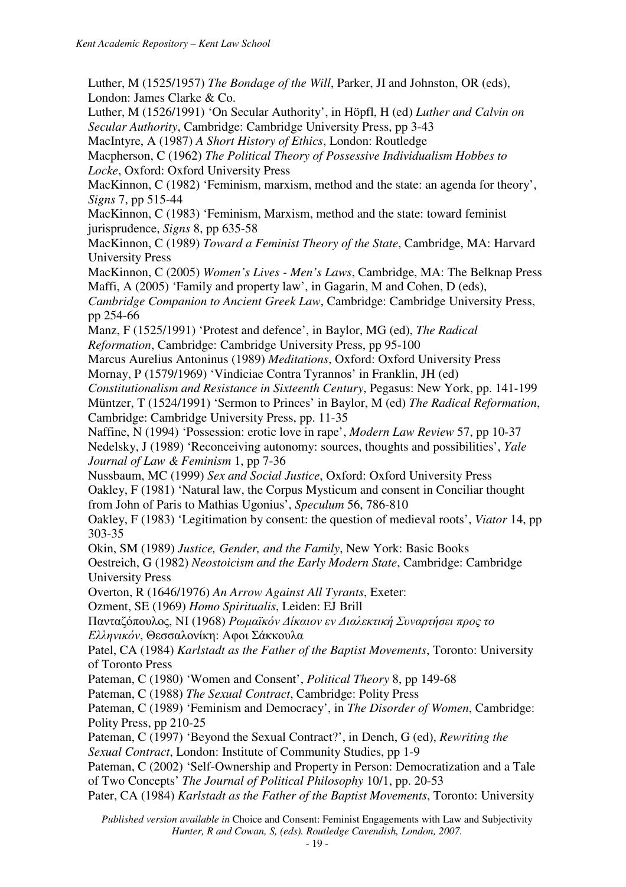Luther, M (1525/1957) *The Bondage of the Will*, Parker, JI and Johnston, OR (eds), London: James Clarke & Co.

Luther, M (1526/1991) 'On Secular Authority', in Höpfl, H (ed) *Luther and Calvin on Secular Authority*, Cambridge: Cambridge University Press, pp 3-43

MacIntyre, A (1987) *A Short History of Ethics*, London: Routledge

Macpherson, C (1962) *The Political Theory of Possessive Individualism Hobbes to Locke*, Oxford: Oxford University Press

MacKinnon, C (1982) 'Feminism, marxism, method and the state: an agenda for theory', *Signs* 7, pp 515-44

MacKinnon, C (1983) 'Feminism, Marxism, method and the state: toward feminist jurisprudence, *Signs* 8, pp 635-58

MacKinnon, C (1989) *Toward a Feminist Theory of the State*, Cambridge, MA: Harvard University Press

MacKinnon, C (2005) *Women's Lives - Men's Laws*, Cambridge, MA: The Belknap Press

Maffi, A (2005) 'Family and property law', in Gagarin, M and Cohen, D (eds), *Cambridge Companion to Ancient Greek Law*, Cambridge: Cambridge University Press, pp 254-66

Manz, F (1525/1991) 'Protest and defence', in Baylor, MG (ed), *The Radical Reformation*, Cambridge: Cambridge University Press, pp 95-100

Marcus Aurelius Antoninus (1989) *Meditations*, Oxford: Oxford University Press

Mornay, P (1579/1969) 'Vindiciae Contra Tyrannos' in Franklin, JH (ed) *Constitutionalism and Resistance in Sixteenth Century*, Pegasus: New York, pp. 141-199

Müntzer, T (1524/1991) 'Sermon to Princes' in Baylor, M (ed) *The Radical Reformation*, Cambridge: Cambridge University Press, pp. 11-35

Naffine, N (1994) 'Possession: erotic love in rape', *Modern Law Review* 57, pp 10-37

Nedelsky, J (1989) 'Reconceiving autonomy: sources, thoughts and possibilities', *Yale Journal of Law & Feminism* 1, pp 7-36

Nussbaum, MC (1999) *Sex and Social Justice*, Oxford: Oxford University Press

Oakley, F (1981) 'Natural law, the Corpus Mysticum and consent in Conciliar thought from John of Paris to Mathias Ugonius', *Speculum* 56, 786-810

Oakley, F (1983) 'Legitimation by consent: the question of medieval roots', *Viator* 14, pp 303-35

Okin, SM (1989) *Justice, Gender, and the Family*, New York: Basic Books

Oestreich, G (1982) *Neostoicism and the Early Modern State*, Cambridge: Cambridge University Press

Overton, R (1646/1976) *An Arrow Against All Tyrants*, Exeter:

Ozment, SE (1969) *Homo Spiritualis*, Leiden: EJ Brill

Πανταζόπουλος, ΝΙ (1968) *Ρωμαϊκόν Δίκαιον εν Διαλεκτική Συναρτήσει προς το Ελληνικόν*, Θεσσαλονίκη: Αφοι Σάκκουλα

Patel, CA (1984) *Karlstadt as the Father of the Baptist Movements*, Toronto: University of Toronto Press

Pateman, C (1980) 'Women and Consent', *Political Theory* 8, pp 149-68

Pateman, C (1988) *The Sexual Contract*, Cambridge: Polity Press

Pateman, C (1989) 'Feminism and Democracy', in *The Disorder of Women*, Cambridge: Polity Press, pp 210-25

Pateman, C (1997) 'Beyond the Sexual Contract?', in Dench, G (ed), *Rewriting the Sexual Contract*, London: Institute of Community Studies, pp 1-9

Pateman, C (2002) 'Self-Ownership and Property in Person: Democratization and a Tale of Two Concepts' *The Journal of Political Philosophy* 10/1, pp. 20-53

Pater, CA (1984) *Karlstadt as the Father of the Baptist Movements*, Toronto: University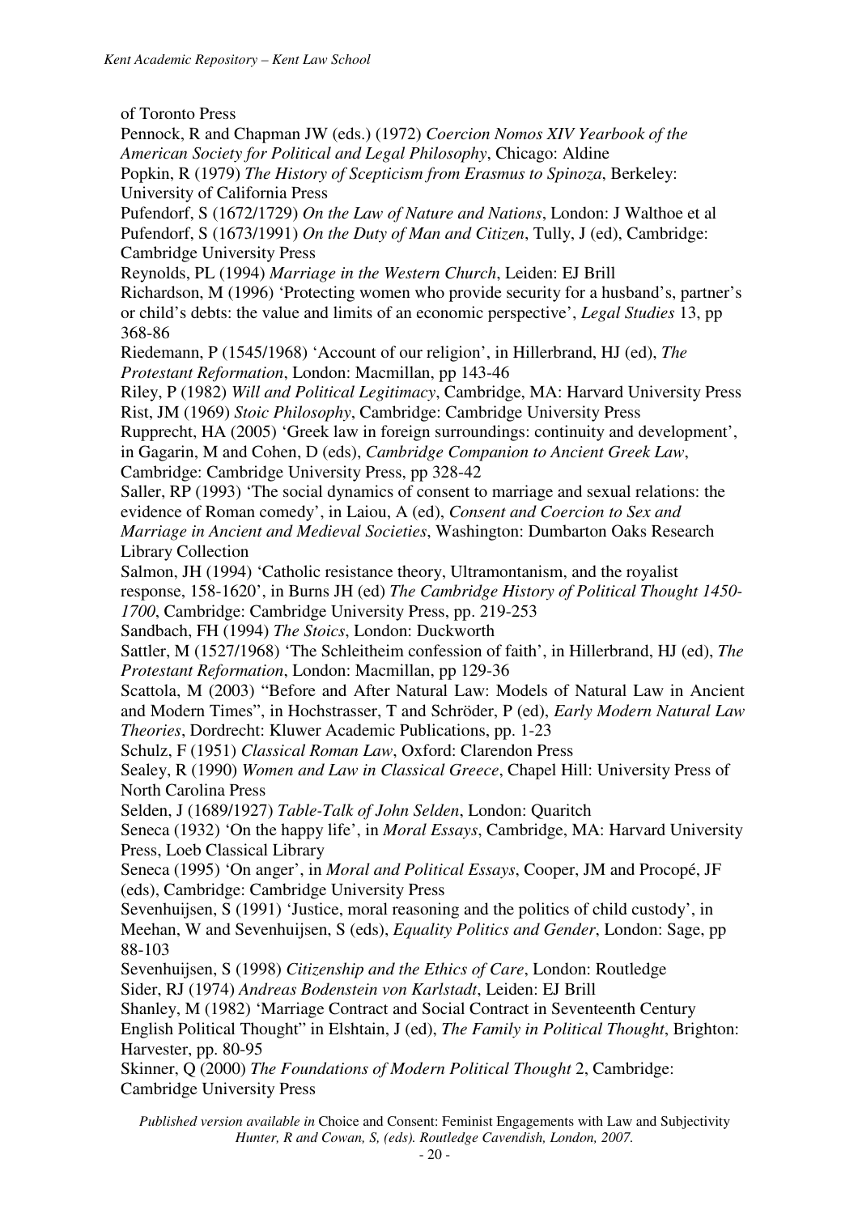of Toronto Press

Pennock, R and Chapman JW (eds.) (1972) *Coercion Nomos XIV Yearbook of the American Society for Political and Legal Philosophy*, Chicago: Aldine

Popkin, R (1979) *The History of Scepticism from Erasmus to Spinoza*, Berkeley: University of California Press

Pufendorf, S (1672/1729) *On the Law of Nature and Nations*, London: J Walthoe et al

Pufendorf, S (1673/1991) *On the Duty of Man and Citizen*, Tully, J (ed), Cambridge: Cambridge University Press

Reynolds, PL (1994) *Marriage in the Western Church*, Leiden: EJ Brill

Richardson, M (1996) 'Protecting women who provide security for a husband's, partner's or child's debts: the value and limits of an economic perspective', *Legal Studies* 13, pp 368-86

Riedemann, P (1545/1968) 'Account of our religion', in Hillerbrand, HJ (ed), *The Protestant Reformation*, London: Macmillan, pp 143-46

Riley, P (1982) *Will and Political Legitimacy*, Cambridge, MA: Harvard University Press

Rist, JM (1969) *Stoic Philosophy*, Cambridge: Cambridge University Press

Rupprecht, HA (2005) 'Greek law in foreign surroundings: continuity and development', in Gagarin, M and Cohen, D (eds), *Cambridge Companion to Ancient Greek Law*, Cambridge: Cambridge University Press, pp 328-42

Saller, RP (1993) 'The social dynamics of consent to marriage and sexual relations: the evidence of Roman comedy', in Laiou, A (ed), *Consent and Coercion to Sex and Marriage in Ancient and Medieval Societies*, Washington: Dumbarton Oaks Research Library Collection

Salmon, JH (1994) 'Catholic resistance theory, Ultramontanism, and the royalist response, 158-1620', in Burns JH (ed) *The Cambridge History of Political Thought 1450-1700*, Cambridge: Cambridge University Press, pp. 219-253

Sandbach, FH (1994) *The Stoics*, London: Duckworth

Sattler, M (1527/1968) 'The Schleitheim confession of faith', in Hillerbrand, HJ (ed), *The Protestant Reformation*, London: Macmillan, pp 129-36

Scattola, M (2003) "Before and After Natural Law: Models of Natural Law in Ancient and Modern Times", in Hochstrasser, T and Schröder, P (ed), *Early Modern Natural Law Theories*, Dordrecht: Kluwer Academic Publications, pp. 1-23

Schulz, F (1951) *Classical Roman Law*, Oxford: Clarendon Press

Sealey, R (1990) *Women and Law in Classical Greece*, Chapel Hill: University Press of North Carolina Press

Selden, J (1689/1927) *Table-Talk of John Selden*, London: Quaritch

Seneca (1932) 'On the happy life', in *Moral Essays*, Cambridge, MA: Harvard University Press, Loeb Classical Library

Seneca (1995) 'On anger', in *Moral and Political Essays*, Cooper, JM and Procopé, JF (eds), Cambridge: Cambridge University Press

Sevenhuijsen, S (1991) 'Justice, moral reasoning and the politics of child custody', in Meehan, W and Sevenhuijsen, S (eds), *Equality Politics and Gender*, London: Sage, pp 88-103

Sevenhuijsen, S (1998) *Citizenship and the Ethics of Care*, London: Routledge

Sider, RJ (1974) *Andreas Bodenstein von Karlstadt*, Leiden: EJ Brill

Shanley, M (1982) 'Marriage Contract and Social Contract in Seventeenth Century English Political Thought" in Elshtain, J (ed), *The Family in Political Thought*, Brighton: Harvester, pp. 80-95

Skinner, Q (2000) *The Foundations of Modern Political Thought* 2, Cambridge: Cambridge University Press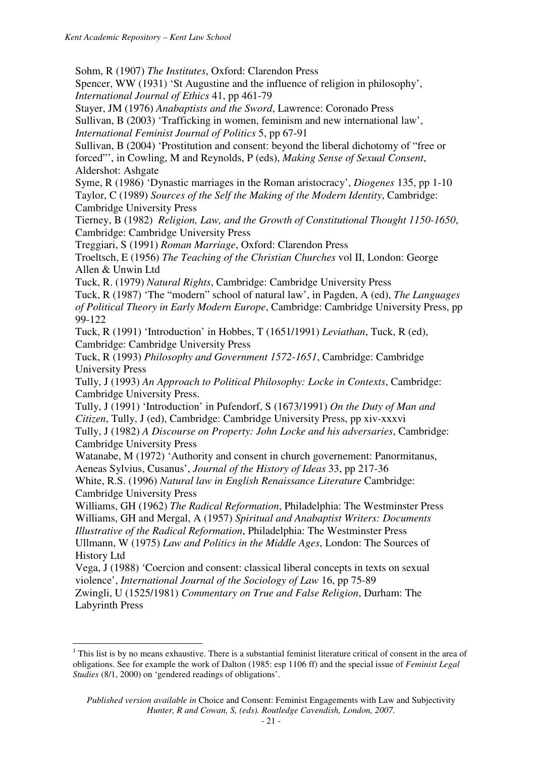Sohm, R (1907) *The Institutes*, Oxford: Clarendon Press

Spencer, WW (1931) 'St Augustine and the influence of religion in philosophy', *International Journal of Ethics* 41, pp 461-79

Stayer, JM (1976) *Anabaptists and the Sword*, Lawrence: Coronado Press

Sullivan, B (2003) 'Trafficking in women, feminism and new international law', *International Feminist Journal of Politics* 5, pp 67-91

Sullivan, B (2004) 'Prostitution and consent: beyond the liberal dichotomy of "free or forced"', in Cowling, M and Reynolds, P (eds), *Making Sense of Sexual Consent*, Aldershot: Ashgate

Syme, R (1986) 'Dynastic marriages in the Roman aristocracy', *Diogenes* 135, pp 1-10

Taylor, C (1989) *Sources of the Self the Making of the Modern Identity*, Cambridge: Cambridge University Press

Tierney, B (1982) *Religion, Law, and the Growth of Constitutional Thought 1150-1650*, Cambridge: Cambridge University Press

Treggiari, S (1991) *Roman Marriage*, Oxford: Clarendon Press

Troeltsch, E (1956) *The Teaching of the Christian Churches* vol II, London: George Allen & Unwin Ltd

Tuck, R. (1979) *Natural Rights*, Cambridge: Cambridge University Press

Tuck, R (1987) 'The "modern" school of natural law', in Pagden, A (ed), *The Languages of Political Theory in Early Modern Europe*, Cambridge: Cambridge University Press, pp 99-122

Tuck, R (1991) 'Introduction' in Hobbes, T (1651/1991) *Leviathan*, Tuck, R (ed), Cambridge: Cambridge University Press

Tuck, R (1993) *Philosophy and Government 1572-1651*, Cambridge: Cambridge University Press

Tully, J (1993) *An Approach to Political Philosophy: Locke in Contexts*, Cambridge: Cambridge University Press.

Tully, J (1991) 'Introduction' in Pufendorf, S (1673/1991) *On the Duty of Man and Citizen*, Tully, J (ed), Cambridge: Cambridge University Press, pp xiv-xxxvi

Tully, J (1982) *A Discourse on Property: John Locke and his adversaries*, Cambridge: Cambridge University Press

Watanabe, M (1972) 'Authority and consent in church governement: Panormitanus, Aeneas Sylvius, Cusanus', *Journal of the History of Ideas* 33, pp 217-36

White, R.S. (1996) *Natural law in English Renaissance Literature* Cambridge: Cambridge University Press

Williams, GH (1962) *The Radical Reformation*, Philadelphia: The Westminster Press

Williams, GH and Mergal, A (1957) *Spiritual and Anabaptist Writers: Documents Illustrative of the Radical Reformation*, Philadelphia: The Westminster Press

Ullmann, W (1975) *Law and Politics in the Middle Ages*, London: The Sources of History Ltd

Vega, J (1988) 'Coercion and consent: classical liberal concepts in texts on sexual violence', *International Journal of the Sociology of Law* 16, pp 75-89

Zwingli, U (1525/1981) *Commentary on True and False Religion*, Durham: The Labyrinth Press

---

[1] This list is by no means exhaustive. There is a substantial feminist literature critical of consent in the area of obligations. See for example the work of Dalton (1985: esp 1106 ff) and the special issue of *Feminist Legal Studies* (8/1, 2000) on 'gendered readings of obligations'.

*Published version available in* Choice and Consent: Feminist Engagements with Law and Subjectivity *Hunter, R and Cowan, S, (eds). Routledge Cavendish, London, 2007.*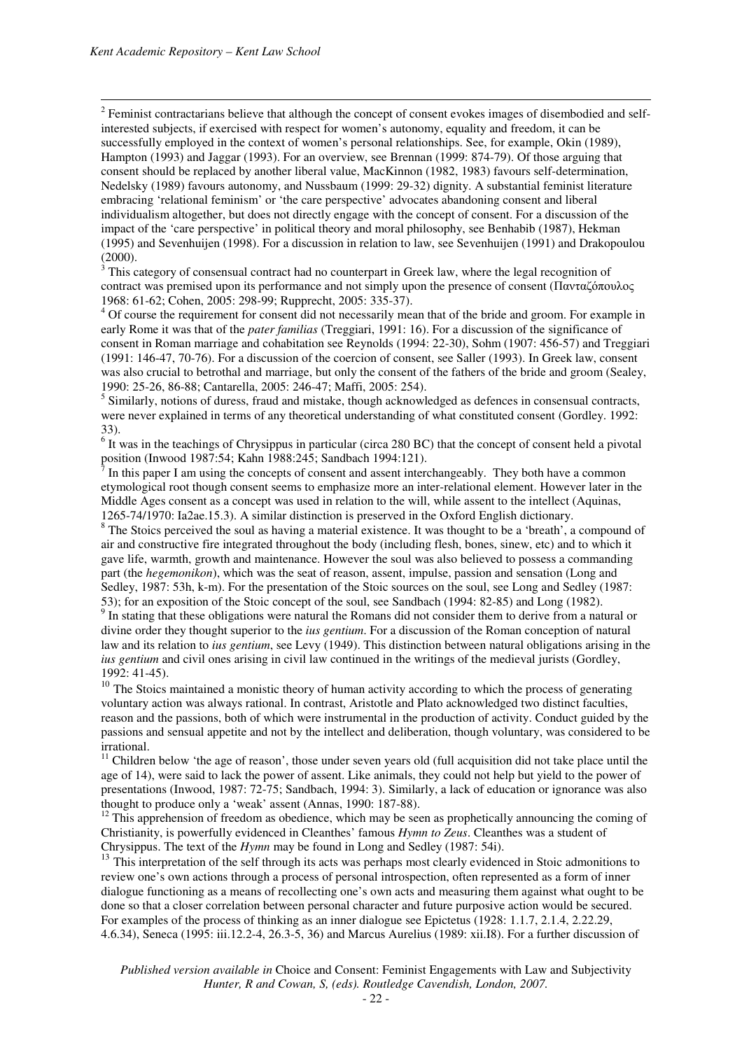[2] Feminist contractarians believe that although the concept of consent evokes images of disembodied and self-interested subjects, if exercised with respect for women's autonomy, equality and freedom, it can be successfully employed in the context of women's personal relationships. See, for example, Okin (1989), Hampton (1993) and Jaggar (1993). For an overview, see Brennan (1999: 874-79). Of those arguing that consent should be replaced by another liberal value, MacKinnon (1982, 1983) favours self-determination, Nedelsky (1989) favours autonomy, and Nussbaum (1999: 29-32) dignity. A substantial feminist literature embracing 'relational feminism' or 'the care perspective' advocates abandoning consent and liberal individualism altogether, but does not directly engage with the concept of consent. For a discussion of the impact of the 'care perspective' in political theory and moral philosophy, see Benhabib (1987), Hekman (1995) and Sevenhuijen (1998). For a discussion in relation to law, see Sevenhuijen (1991) and Drakopoulou (2000).

[3] This category of consensual contract had no counterpart in Greek law, where the legal recognition of contract was premised upon its performance and not simply upon the presence of consent (Πανταζόπουλος 1968: 61-62; Cohen, 2005: 298-99; Rupprecht, 2005: 335-37).

[4] Of course the requirement for consent did not necessarily mean that of the bride and groom. For example in early Rome it was that of the *pater familias* (Treggiari, 1991: 16). For a discussion of the significance of consent in Roman marriage and cohabitation see Reynolds (1994: 22-30), Sohm (1907: 456-57) and Treggiari (1991: 146-47, 70-76). For a discussion of the coercion of consent, see Saller (1993). In Greek law, consent was also crucial to betrothal and marriage, but only the consent of the fathers of the bride and groom (Sealey, 1990: 25-26, 86-88; Cantarella, 2005: 246-47; Maffi, 2005: 254).

[5] Similarly, notions of duress, fraud and mistake, though acknowledged as defences in consensual contracts, were never explained in terms of any theoretical understanding of what constituted consent (Gordley. 1992: 33).

[6] It was in the teachings of Chrysippus in particular (circa 280 BC) that the concept of consent held a pivotal position (Inwood 1987:54; Kahn 1988:245; Sandbach 1994:121).

[7] In this paper I am using the concepts of consent and assent interchangeably. They both have a common etymological root though consent seems to emphasize more an inter-relational element. However later in the Middle Ages consent as a concept was used in relation to the will, while assent to the intellect (Aquinas, 1265-74/1970: Ia2ae.15.3). A similar distinction is preserved in the Oxford English dictionary.

[8] The Stoics perceived the soul as having a material existence. It was thought to be a 'breath', a compound of air and constructive fire integrated throughout the body (including flesh, bones, sinew, etc) and to which it gave life, warmth, growth and maintenance. However the soul was also believed to possess a commanding part (the *hegemonikon*), which was the seat of reason, assent, impulse, passion and sensation (Long and Sedley, 1987: 53h, k-m). For the presentation of the Stoic sources on the soul, see Long and Sedley (1987: 53); for an exposition of the Stoic concept of the soul, see Sandbach (1994: 82-85) and Long (1982).

[9] In stating that these obligations were natural the Romans did not consider them to derive from a natural or divine order they thought superior to the *ius gentium*. For a discussion of the Roman conception of natural law and its relation to *ius gentium*, see Levy (1949). This distinction between natural obligations arising in the *ius gentium* and civil ones arising in civil law continued in the writings of the medieval jurists (Gordley, 1992: 41-45).

[10] The Stoics maintained a monistic theory of human activity according to which the process of generating voluntary action was always rational. In contrast, Aristotle and Plato acknowledged two distinct faculties, reason and the passions, both of which were instrumental in the production of activity. Conduct guided by the passions and sensual appetite and not by the intellect and deliberation, though voluntary, was considered to be irrational.

[11] Children below 'the age of reason', those under seven years old (full acquisition did not take place until the age of 14), were said to lack the power of assent. Like animals, they could not help but yield to the power of presentations (Inwood, 1987: 72-75; Sandbach, 1994: 3). Similarly, a lack of education or ignorance was also thought to produce only a 'weak' assent (Annas, 1990: 187-88).

[12] This apprehension of freedom as obedience, which may be seen as prophetically announcing the coming of Christianity, is powerfully evidenced in Cleanthes' famous *Hymn to Zeus*. Cleanthes was a student of Chrysippus. The text of the *Hymn* may be found in Long and Sedley (1987: 54i).

[13] This interpretation of the self through its acts was perhaps most clearly evidenced in Stoic admonitions to review one's own actions through a process of personal introspection, often represented as a form of inner dialogue functioning as a means of recollecting one's own acts and measuring them against what ought to be done so that a closer correlation between personal character and future purposive action would be secured. For examples of the process of thinking as an inner dialogue see Epictetus (1928: 1.1.7, 2.1.4, 2.22.29, 4.6.34), Seneca (1995: iii.12.2-4, 26.3-5, 36) and Marcus Aurelius (1989: xii.I8). For a further discussion of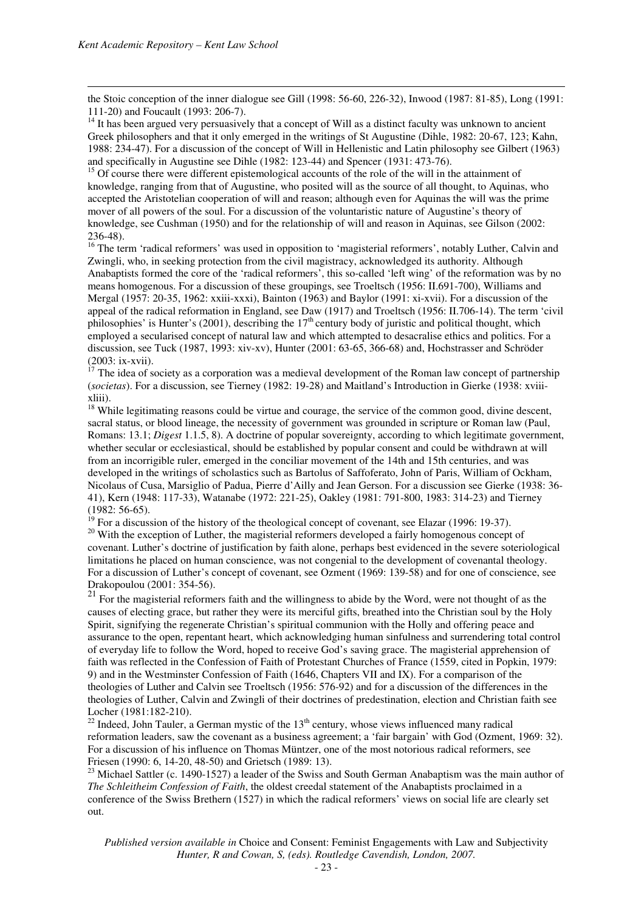the Stoic conception of the inner dialogue see Gill (1998: 56-60, 226-32), Inwood (1987: 81-85), Long (1991: 111-20) and Foucault (1993: 206-7).

[14] It has been argued very persuasively that a concept of Will as a distinct faculty was unknown to ancient Greek philosophers and that it only emerged in the writings of St Augustine (Dihle, 1982: 20-67, 123; Kahn, 1988: 234-47). For a discussion of the concept of Will in Hellenistic and Latin philosophy see Gilbert (1963) and specifically in Augustine see Dihle (1982: 123-44) and Spencer (1931: 473-76).

[15] Of course there were different epistemological accounts of the role of the will in the attainment of knowledge, ranging from that of Augustine, who posited will as the source of all thought, to Aquinas, who accepted the Aristotelian cooperation of will and reason; although even for Aquinas the will was the prime mover of all powers of the soul. For a discussion of the voluntaristic nature of Augustine's theory of knowledge, see Cushman (1950) and for the relationship of will and reason in Aquinas, see Gilson (2002: 236-48).

[16] The term 'radical reformers' was used in opposition to 'magisterial reformers', notably Luther, Calvin and Zwingli, who, in seeking protection from the civil magistracy, acknowledged its authority. Although Anabaptists formed the core of the 'radical reformers', this so-called 'left wing' of the reformation was by no means homogenous. For a discussion of these groupings, see Troeltsch (1956: II.691-700), Williams and Mergal (1957: 20-35, 1962: xxiii-xxxi), Bainton (1963) and Baylor (1991: xi-xvii). For a discussion of the appeal of the radical reformation in England, see Daw (1917) and Troeltsch (1956: II.706-14). The term 'civil philosophies' is Hunter's (2001), describing the 17th century body of juristic and political thought, which employed a secularised concept of natural law and which attempted to desacralise ethics and politics. For a discussion, see Tuck (1987, 1993: xiv-xv), Hunter (2001: 63-65, 366-68) and, Hochstrasser and Schröder (2003: ix-xvii).

[17] The idea of society as a corporation was a medieval development of the Roman law concept of partnership (*societas*). For a discussion, see Tierney (1982: 19-28) and Maitland's Introduction in Gierke (1938: xviii-xliii).

[18] While legitimating reasons could be virtue and courage, the service of the common good, divine descent, sacral status, or blood lineage, the necessity of government was grounded in scripture or Roman law (Paul, Romans: 13.1; *Digest* 1.1.5, 8). A doctrine of popular sovereignty, according to which legitimate government, whether secular or ecclesiastical, should be established by popular consent and could be withdrawn at will from an incorrigible ruler, emerged in the conciliar movement of the 14th and 15th centuries, and was developed in the writings of scholastics such as Bartolus of Saffoferato, John of Paris, William of Ockham, Nicolaus of Cusa, Marsiglio of Padua, Pierre d'Ailly and Jean Gerson. For a discussion see Gierke (1938: 36-41), Kern (1948: 117-33), Watanabe (1972: 221-25), Oakley (1981: 791-800, 1983: 314-23) and Tierney (1982: 56-65).

[19] For a discussion of the history of the theological concept of covenant, see Elazar (1996: 19-37).

[20] With the exception of Luther, the magisterial reformers developed a fairly homogenous concept of covenant. Luther's doctrine of justification by faith alone, perhaps best evidenced in the severe soteriological limitations he placed on human conscience, was not congenial to the development of covenantal theology. For a discussion of Luther's concept of covenant, see Ozment (1969: 139-58) and for one of conscience, see Drakopoulou (2001: 354-56).

[21] For the magisterial reformers faith and the willingness to abide by the Word, were not thought of as the causes of electing grace, but rather they were its merciful gifts, breathed into the Christian soul by the Holy Spirit, signifying the regenerate Christian's spiritual communion with the Holly and offering peace and assurance to the open, repentant heart, which acknowledging human sinfulness and surrendering total control of everyday life to follow the Word, hoped to receive God's saving grace. The magisterial apprehension of faith was reflected in the Confession of Faith of Protestant Churches of France (1559, cited in Popkin, 1979: 9) and in the Westminster Confession of Faith (1646, Chapters VII and IX). For a comparison of the theologies of Luther and Calvin see Troeltsch (1956: 576-92) and for a discussion of the differences in the theologies of Luther, Calvin and Zwingli of their doctrines of predestination, election and Christian faith see Locher (1981:182-210).

[22] Indeed, John Tauler, a German mystic of the 13th century, whose views influenced many radical reformation leaders, saw the covenant as a business agreement; a 'fair bargain' with God (Ozment, 1969: 32). For a discussion of his influence on Thomas Müntzer, one of the most notorious radical reformers, see Friesen (1990: 6, 14-20, 48-50) and Grietsch (1989: 13).

[23] Michael Sattler (c. 1490-1527) a leader of the Swiss and South German Anabaptism was the main author of *The Schleitheim Confession of Faith*, the oldest creedal statement of the Anabaptists proclaimed in a conference of the Swiss Brethern (1527) in which the radical reformers' views on social life are clearly set out.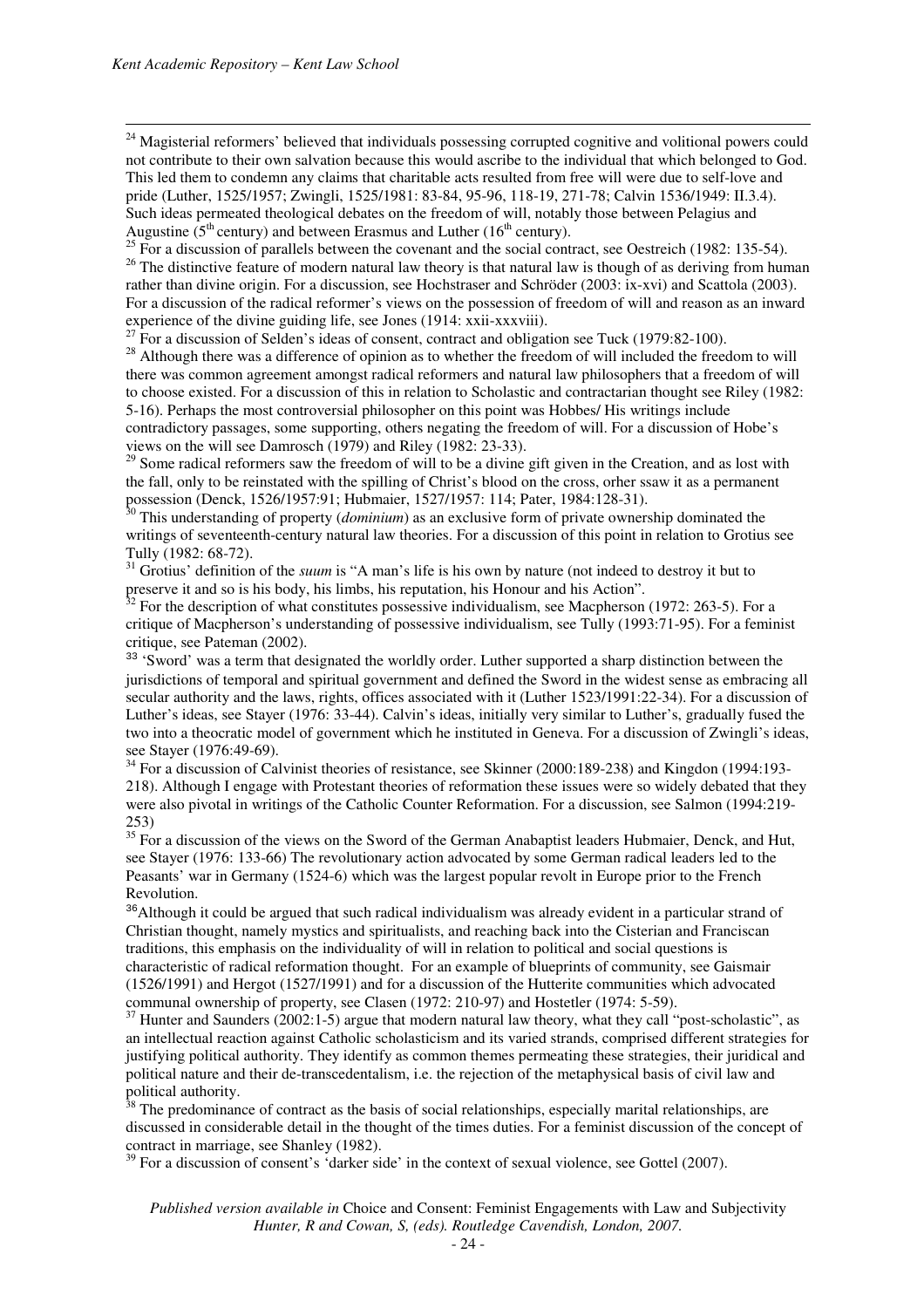[24] Magisterial reformers' believed that individuals possessing corrupted cognitive and volitional powers could not contribute to their own salvation because this would ascribe to the individual that which belonged to God. This led them to condemn any claims that charitable acts resulted from free will were due to self-love and pride (Luther, 1525/1957; Zwingli, 1525/1981: 83-84, 95-96, 118-19, 271-78; Calvin 1536/1949: II.3.4). Such ideas permeated theological debates on the freedom of will, notably those between Pelagius and Augustine (5th century) and between Erasmus and Luther (16th century).

[25] For a discussion of parallels between the covenant and the social contract, see Oestreich (1982: 135-54).

[26] The distinctive feature of modern natural law theory is that natural law is though of as deriving from human rather than divine origin. For a discussion, see Hochstraser and Schröder (2003: ix-xvi) and Scattola (2003). For a discussion of the radical reformer's views on the possession of freedom of will and reason as an inward experience of the divine guiding life, see Jones (1914: xxii-xxxviii).

[27] For a discussion of Selden's ideas of consent, contract and obligation see Tuck (1979:82-100).

[28] Although there was a difference of opinion as to whether the freedom of will included the freedom to will there was common agreement amongst radical reformers and natural law philosophers that a freedom of will to choose existed. For a discussion of this in relation to Scholastic and contractarian thought see Riley (1982: 5-16). Perhaps the most controversial philosopher on this point was Hobbes/ His writings include contradictory passages, some supporting, others negating the freedom of will. For a discussion of Hobe's views on the will see Damrosch (1979) and Riley (1982: 23-33).

[29] Some radical reformers saw the freedom of will to be a divine gift given in the Creation, and as lost with the fall, only to be reinstated with the spilling of Christ's blood on the cross, orher ssaw it as a permanent possession (Denck, 1526/1957:91; Hubmaier, 1527/1957: 114; Pater, 1984:128-31).

[30] This understanding of property (*dominium*) as an exclusive form of private ownership dominated the writings of seventeenth-century natural law theories. For a discussion of this point in relation to Grotius see Tully (1982: 68-72).

[31] Grotius' definition of the *suum* is "A man's life is his own by nature (not indeed to destroy it but to preserve it and so is his body, his limbs, his reputation, his Honour and his Action".

[32] For the description of what constitutes possessive individualism, see Macpherson (1972: 263-5). For a critique of Macpherson's understanding of possessive individualism, see Tully (1993:71-95). For a feminist critique, see Pateman (2002).

[33] 'Sword' was a term that designated the worldly order. Luther supported a sharp distinction between the jurisdictions of temporal and spiritual government and defined the Sword in the widest sense as embracing all secular authority and the laws, rights, offices associated with it (Luther 1523/1991:22-34). For a discussion of Luther's ideas, see Stayer (1976: 33-44). Calvin's ideas, initially very similar to Luther's, gradually fused the two into a theocratic model of government which he instituted in Geneva. For a discussion of Zwingli's ideas, see Stayer (1976:49-69).

[34] For a discussion of Calvinist theories of resistance, see Skinner (2000:189-238) and Kingdon (1994:193-218). Although I engage with Protestant theories of reformation these issues were so widely debated that they were also pivotal in writings of the Catholic Counter Reformation. For a discussion, see Salmon (1994:219-253)

[35] For a discussion of the views on the Sword of the German Anabaptist leaders Hubmaier, Denck, and Hut, see Stayer (1976: 133-66) The revolutionary action advocated by some German radical leaders led to the Peasants' war in Germany (1524-6) which was the largest popular revolt in Europe prior to the French Revolution.

[36] Although it could be argued that such radical individualism was already evident in a particular strand of Christian thought, namely mystics and spiritualists, and reaching back into the Cisterian and Franciscan traditions, this emphasis on the individuality of will in relation to political and social questions is characteristic of radical reformation thought. For an example of blueprints of community, see Gaismair (1526/1991) and Hergot (1527/1991) and for a discussion of the Hutterite communities which advocated communal ownership of property, see Clasen (1972: 210-97) and Hostetler (1974: 5-59).

[37] Hunter and Saunders (2002:1-5) argue that modern natural law theory, what they call "post-scholastic", as an intellectual reaction against Catholic scholasticism and its varied strands, comprised different strategies for justifying political authority. They identify as common themes permeating these strategies, their juridical and political nature and their de-transcedentalism, i.e. the rejection of the metaphysical basis of civil law and political authority.

[38] The predominance of contract as the basis of social relationships, especially marital relationships, are discussed in considerable detail in the thought of the times duties. For a feminist discussion of the concept of contract in marriage, see Shanley (1982).

[39] For a discussion of consent's 'darker side' in the context of sexual violence, see Gottel (2007).

*Published version available in* Choice and Consent: Feminist Engagements with Law and Subjectivity *Hunter, R and Cowan, S, (eds). Routledge Cavendish, London, 2007.*